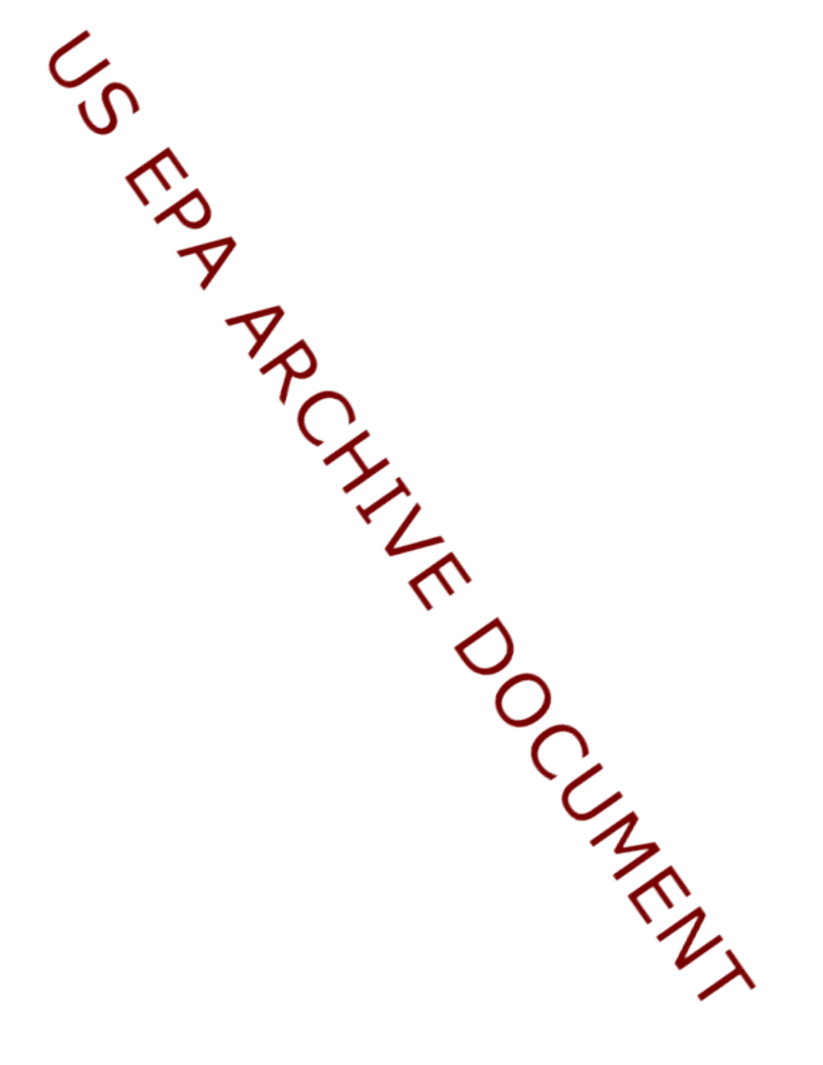US EPA ARCHIVE DOCUMENT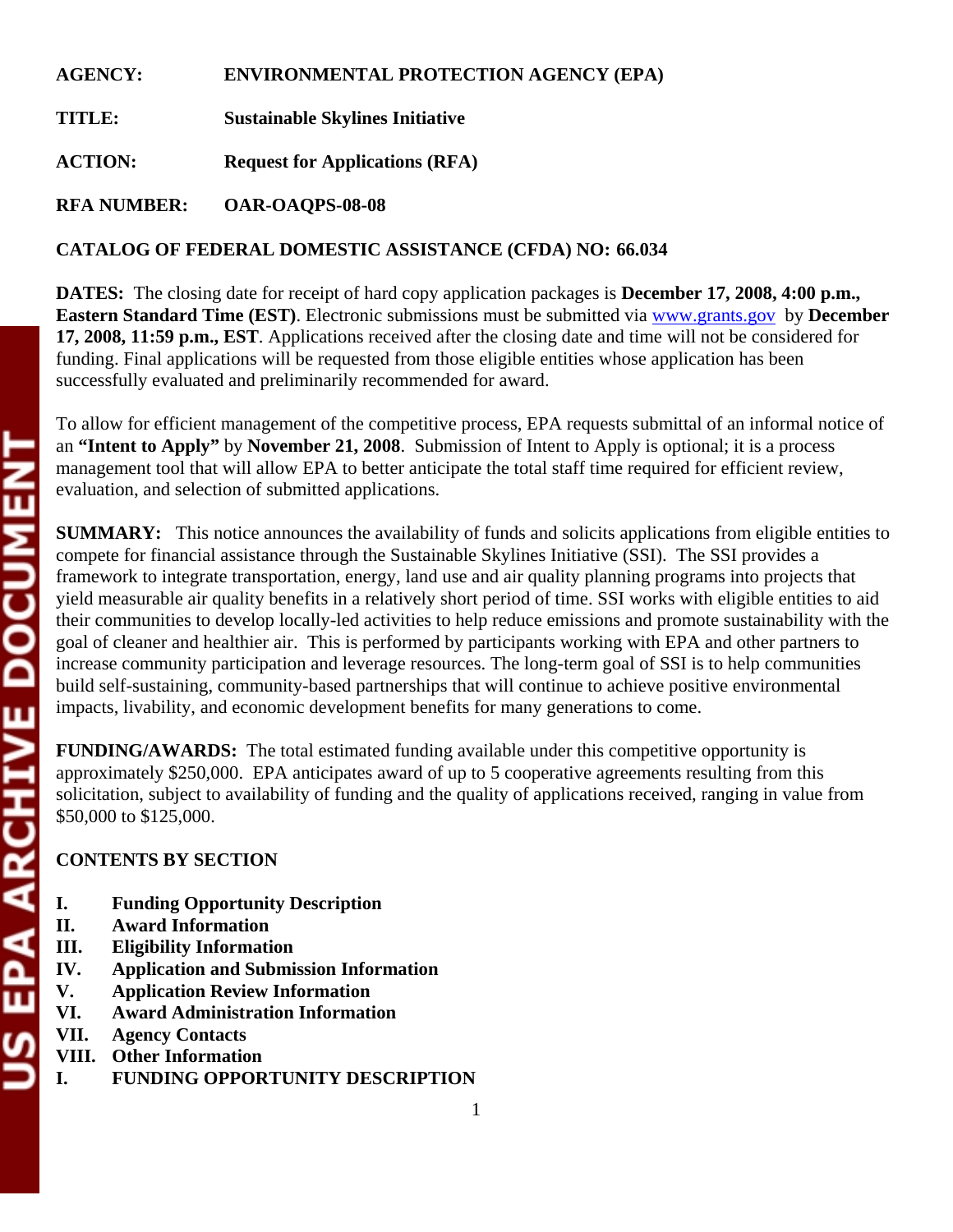**AGENCY:** **ENVIRONMENTAL PROTECTION AGENCY (EPA)**

**TITLE:** **Sustainable Skylines Initiative**

**ACTION:** **Request for Applications (RFA)**

**RFA NUMBER:** **OAR-OAQPS-08-08**

**CATALOG OF FEDERAL DOMESTIC ASSISTANCE (CFDA) NO: 66.034**

**DATES:** The closing date for receipt of hard copy application packages is **December 17, 2008, 4:00 p.m., Eastern Standard Time (EST)**. Electronic submissions must be submitted via www.grants.gov by **December 17, 2008, 11:59 p.m., EST**. Applications received after the closing date and time will not be considered for funding. Final applications will be requested from those eligible entities whose application has been successfully evaluated and preliminarily recommended for award.

To allow for efficient management of the competitive process, EPA requests submittal of an informal notice of an **"Intent to Apply"** by **November 21, 2008**. Submission of Intent to Apply is optional; it is a process management tool that will allow EPA to better anticipate the total staff time required for efficient review, evaluation, and selection of submitted applications.

**SUMMARY:** This notice announces the availability of funds and solicits applications from eligible entities to compete for financial assistance through the Sustainable Skylines Initiative (SSI). The SSI provides a framework to integrate transportation, energy, land use and air quality planning programs into projects that yield measurable air quality benefits in a relatively short period of time. SSI works with eligible entities to aid their communities to develop locally-led activities to help reduce emissions and promote sustainability with the goal of cleaner and healthier air. This is performed by participants working with EPA and other partners to increase community participation and leverage resources. The long-term goal of SSI is to help communities build self-sustaining, community-based partnerships that will continue to achieve positive environmental impacts, livability, and economic development benefits for many generations to come.

**FUNDING/AWARDS:** The total estimated funding available under this competitive opportunity is approximately $250,000. EPA anticipates award of up to 5 cooperative agreements resulting from this solicitation, subject to availability of funding and the quality of applications received, ranging in value from $50,000 to $125,000.

**CONTENTS BY SECTION**

- **I. Funding Opportunity Description**
- **II. Award Information**
- **III. Eligibility Information**
- **IV. Application and Submission Information**
- **V. Application Review Information**
- **VI. Award Administration Information**
- **VII. Agency Contacts**
- **VIII. Other Information**

## I. FUNDING OPPORTUNITY DESCRIPTION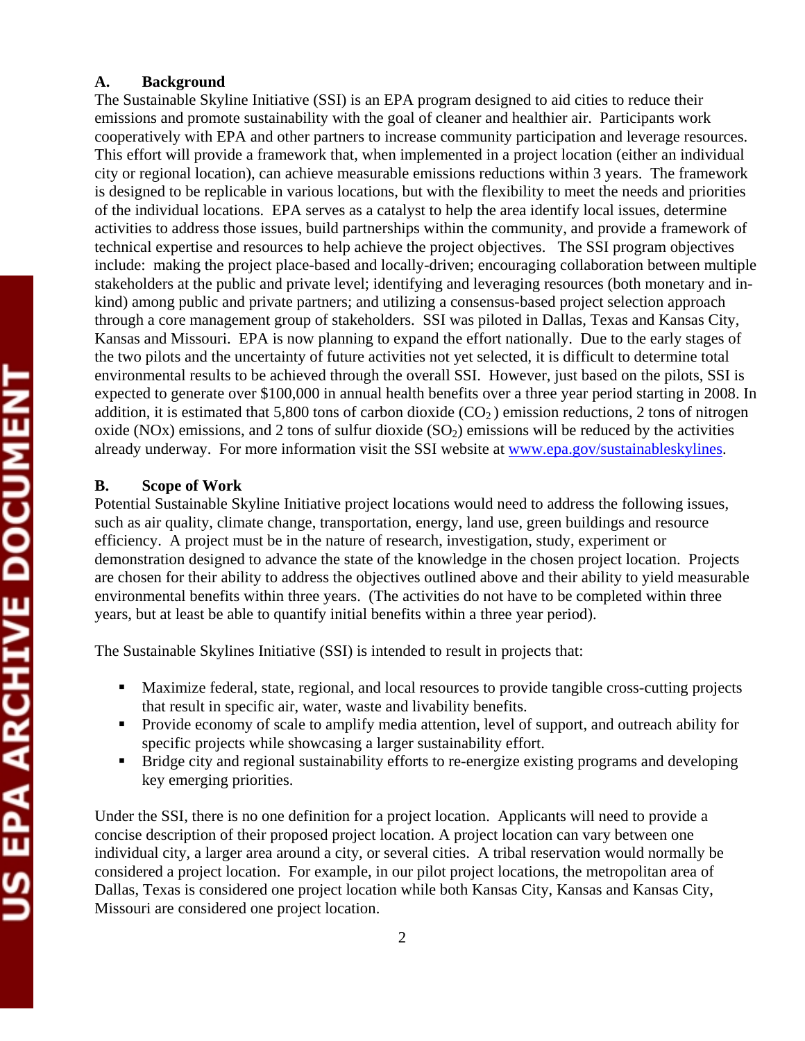## A. Background

The Sustainable Skyline Initiative (SSI) is an EPA program designed to aid cities to reduce their emissions and promote sustainability with the goal of cleaner and healthier air. Participants work cooperatively with EPA and other partners to increase community participation and leverage resources. This effort will provide a framework that, when implemented in a project location (either an individual city or regional location), can achieve measurable emissions reductions within 3 years. The framework is designed to be replicable in various locations, but with the flexibility to meet the needs and priorities of the individual locations. EPA serves as a catalyst to help the area identify local issues, determine activities to address those issues, build partnerships within the community, and provide a framework of technical expertise and resources to help achieve the project objectives. The SSI program objectives include: making the project place-based and locally-driven; encouraging collaboration between multiple stakeholders at the public and private level; identifying and leveraging resources (both monetary and in-kind) among public and private partners; and utilizing a consensus-based project selection approach through a core management group of stakeholders. SSI was piloted in Dallas, Texas and Kansas City, Kansas and Missouri. EPA is now planning to expand the effort nationally. Due to the early stages of the two pilots and the uncertainty of future activities not yet selected, it is difficult to determine total environmental results to be achieved through the overall SSI. However, just based on the pilots, SSI is expected to generate over $100,000 in annual health benefits over a three year period starting in 2008. In addition, it is estimated that 5,800 tons of carbon dioxide ($CO_2$) emission reductions, 2 tons of nitrogen oxide (NOx) emissions, and 2 tons of sulfur dioxide ($SO_2$) emissions will be reduced by the activities already underway. For more information visit the SSI website at www.epa.gov/sustainableskylines.

## B. Scope of Work

Potential Sustainable Skyline Initiative project locations would need to address the following issues, such as air quality, climate change, transportation, energy, land use, green buildings and resource efficiency. A project must be in the nature of research, investigation, study, experiment or demonstration designed to advance the state of the knowledge in the chosen project location. Projects are chosen for their ability to address the objectives outlined above and their ability to yield measurable environmental benefits within three years. (The activities do not have to be completed within three years, but at least be able to quantify initial benefits within a three year period).

The Sustainable Skylines Initiative (SSI) is intended to result in projects that:

- Maximize federal, state, regional, and local resources to provide tangible cross-cutting projects that result in specific air, water, waste and livability benefits.
- Provide economy of scale to amplify media attention, level of support, and outreach ability for specific projects while showcasing a larger sustainability effort.
- Bridge city and regional sustainability efforts to re-energize existing programs and developing key emerging priorities.

Under the SSI, there is no one definition for a project location. Applicants will need to provide a concise description of their proposed project location. A project location can vary between one individual city, a larger area around a city, or several cities. A tribal reservation would normally be considered a project location. For example, in our pilot project locations, the metropolitan area of Dallas, Texas is considered one project location while both Kansas City, Kansas and Kansas City, Missouri are considered one project location.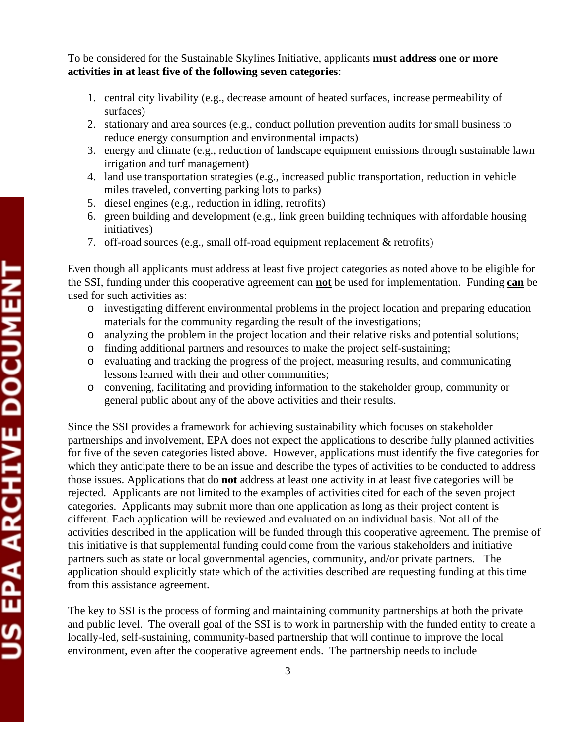To be considered for the Sustainable Skylines Initiative, applicants **must address one or more activities in at least five of the following seven categories**:

1. central city livability (e.g., decrease amount of heated surfaces, increase permeability of surfaces)
2. stationary and area sources (e.g., conduct pollution prevention audits for small business to reduce energy consumption and environmental impacts)
3. energy and climate (e.g., reduction of landscape equipment emissions through sustainable lawn irrigation and turf management)
4. land use transportation strategies (e.g., increased public transportation, reduction in vehicle miles traveled, converting parking lots to parks)
5. diesel engines (e.g., reduction in idling, retrofits)
6. green building and development (e.g., link green building techniques with affordable housing initiatives)
7. off-road sources (e.g., small off-road equipment replacement & retrofits)

Even though all applicants must address at least five project categories as noted above to be eligible for the SSI, funding under this cooperative agreement can **not** be used for implementation. Funding **can** be used for such activities as:

- investigating different environmental problems in the project location and preparing education materials for the community regarding the result of the investigations;
- analyzing the problem in the project location and their relative risks and potential solutions;
- finding additional partners and resources to make the project self-sustaining;
- evaluating and tracking the progress of the project, measuring results, and communicating lessons learned with their and other communities;
- convening, facilitating and providing information to the stakeholder group, community or general public about any of the above activities and their results.

Since the SSI provides a framework for achieving sustainability which focuses on stakeholder partnerships and involvement, EPA does not expect the applications to describe fully planned activities for five of the seven categories listed above. However, applications must identify the five categories for which they anticipate there to be an issue and describe the types of activities to be conducted to address those issues. Applications that do **not** address at least one activity in at least five categories will be rejected. Applicants are not limited to the examples of activities cited for each of the seven project categories. Applicants may submit more than one application as long as their project content is different. Each application will be reviewed and evaluated on an individual basis. Not all of the activities described in the application will be funded through this cooperative agreement. The premise of this initiative is that supplemental funding could come from the various stakeholders and initiative partners such as state or local governmental agencies, community, and/or private partners. The application should explicitly state which of the activities described are requesting funding at this time from this assistance agreement.

The key to SSI is the process of forming and maintaining community partnerships at both the private and public level. The overall goal of the SSI is to work in partnership with the funded entity to create a locally-led, self-sustaining, community-based partnership that will continue to improve the local environment, even after the cooperative agreement ends. The partnership needs to include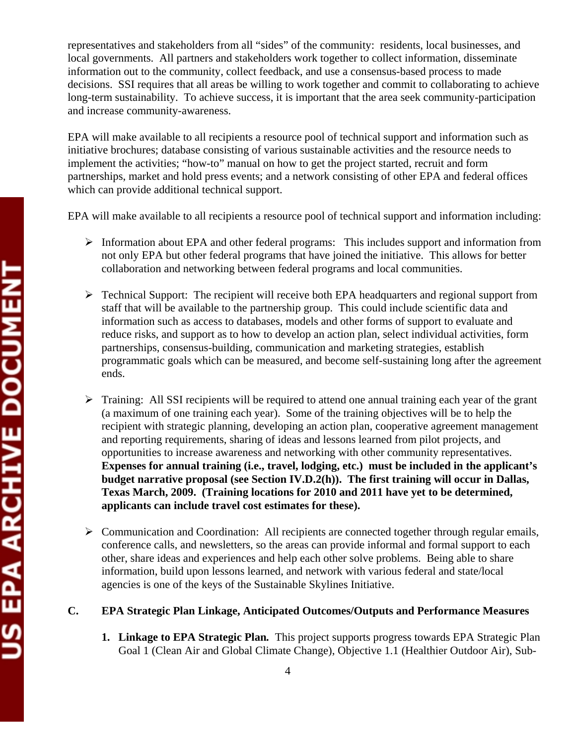representatives and stakeholders from all "sides" of the community: residents, local businesses, and local governments. All partners and stakeholders work together to collect information, disseminate information out to the community, collect feedback, and use a consensus-based process to made decisions. SSI requires that all areas be willing to work together and commit to collaborating to achieve long-term sustainability. To achieve success, it is important that the area seek community-participation and increase community-awareness.

EPA will make available to all recipients a resource pool of technical support and information such as initiative brochures; database consisting of various sustainable activities and the resource needs to implement the activities; "how-to" manual on how to get the project started, recruit and form partnerships, market and hold press events; and a network consisting of other EPA and federal offices which can provide additional technical support.

EPA will make available to all recipients a resource pool of technical support and information including:

- Information about EPA and other federal programs: This includes support and information from not only EPA but other federal programs that have joined the initiative. This allows for better collaboration and networking between federal programs and local communities.

- Technical Support: The recipient will receive both EPA headquarters and regional support from staff that will be available to the partnership group. This could include scientific data and information such as access to databases, models and other forms of support to evaluate and reduce risks, and support as to how to develop an action plan, select individual activities, form partnerships, consensus-building, communication and marketing strategies, establish programmatic goals which can be measured, and become self-sustaining long after the agreement ends.

- Training: All SSI recipients will be required to attend one annual training each year of the grant (a maximum of one training each year). Some of the training objectives will be to help the recipient with strategic planning, developing an action plan, cooperative agreement management and reporting requirements, sharing of ideas and lessons learned from pilot projects, and opportunities to increase awareness and networking with other community representatives. **Expenses for annual training (i.e., travel, lodging, etc.) must be included in the applicant's budget narrative proposal (see Section IV.D.2(h)). The first training will occur in Dallas, Texas March, 2009. (Training locations for 2010 and 2011 have yet to be determined, applicants can include travel cost estimates for these).**

- Communication and Coordination: All recipients are connected together through regular emails, conference calls, and newsletters, so the areas can provide informal and formal support to each other, share ideas and experiences and help each other solve problems. Being able to share information, build upon lessons learned, and network with various federal and state/local agencies is one of the keys of the Sustainable Skylines Initiative.

## C. EPA Strategic Plan Linkage, Anticipated Outcomes/Outputs and Performance Measures

1. **Linkage to EPA Strategic Plan.** This project supports progress towards EPA Strategic Plan Goal 1 (Clean Air and Global Climate Change), Objective 1.1 (Healthier Outdoor Air), Sub-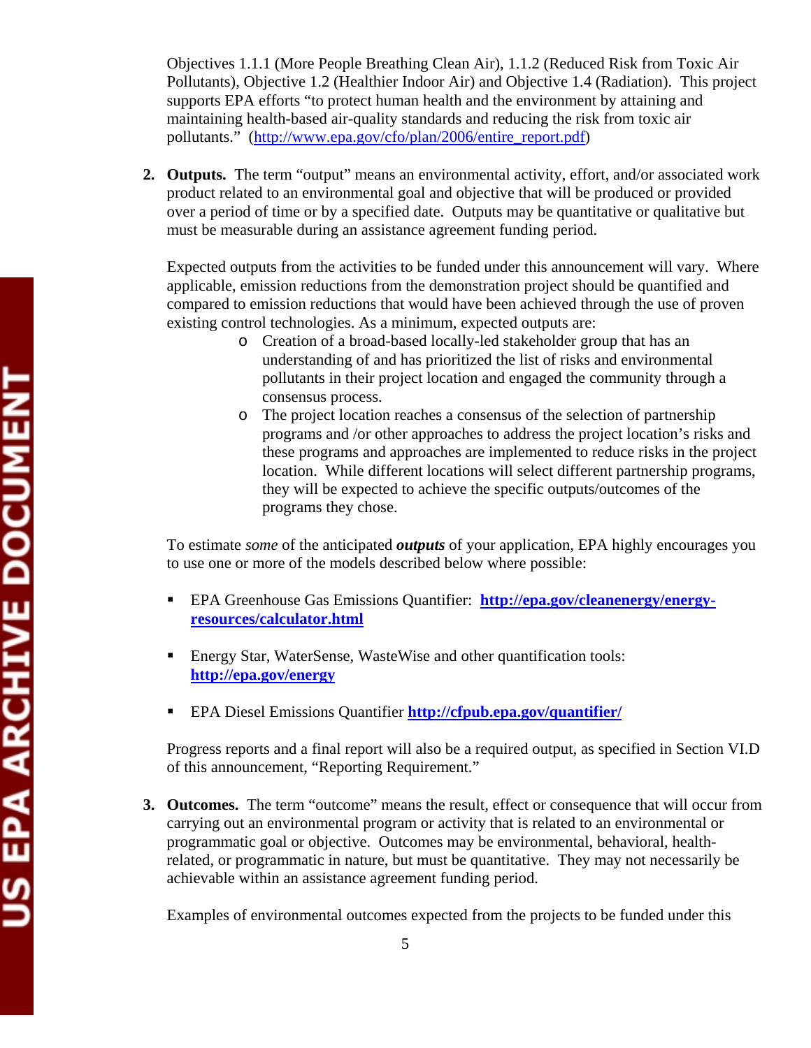Objectives 1.1.1 (More People Breathing Clean Air), 1.1.2 (Reduced Risk from Toxic Air Pollutants), Objective 1.2 (Healthier Indoor Air) and Objective 1.4 (Radiation). This project supports EPA efforts "to protect human health and the environment by attaining and maintaining health-based air-quality standards and reducing the risk from toxic air pollutants." (http://www.epa.gov/cfo/plan/2006/entire_report.pdf)

2. **Outputs.** The term "output" means an environmental activity, effort, and/or associated work product related to an environmental goal and objective that will be produced or provided over a period of time or by a specified date. Outputs may be quantitative or qualitative but must be measurable during an assistance agreement funding period.

   Expected outputs from the activities to be funded under this announcement will vary. Where applicable, emission reductions from the demonstration project should be quantified and compared to emission reductions that would have been achieved through the use of proven existing control technologies. As a minimum, expected outputs are:

   - Creation of a broad-based locally-led stakeholder group that has an understanding of and has prioritized the list of risks and environmental pollutants in their project location and engaged the community through a consensus process.
   - The project location reaches a consensus of the selection of partnership programs and /or other approaches to address the project location's risks and these programs and approaches are implemented to reduce risks in the project location. While different locations will select different partnership programs, they will be expected to achieve the specific outputs/outcomes of the programs they chose.

   To estimate *some* of the anticipated ***outputs*** of your application, EPA highly encourages you to use one or more of the models described below where possible:

   - EPA Greenhouse Gas Emissions Quantifier: **http://epa.gov/cleanenergy/energy-resources/calculator.html**
   - Energy Star, WaterSense, WasteWise and other quantification tools: **http://epa.gov/energy**
   - EPA Diesel Emissions Quantifier **http://cfpub.epa.gov/quantifier/**

   Progress reports and a final report will also be a required output, as specified in Section VI.D of this announcement, "Reporting Requirement."

3. **Outcomes.** The term "outcome" means the result, effect or consequence that will occur from carrying out an environmental program or activity that is related to an environmental or programmatic goal or objective. Outcomes may be environmental, behavioral, health-related, or programmatic in nature, but must be quantitative. They may not necessarily be achievable within an assistance agreement funding period.

   Examples of environmental outcomes expected from the projects to be funded under this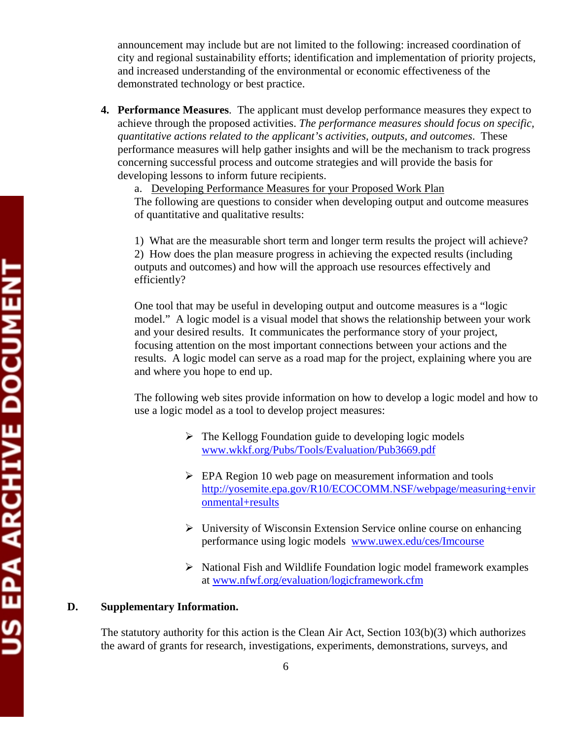announcement may include but are not limited to the following: increased coordination of city and regional sustainability efforts; identification and implementation of priority projects, and increased understanding of the environmental or economic effectiveness of the demonstrated technology or best practice.

4. **Performance Measures**. The applicant must develop performance measures they expect to achieve through the proposed activities. *The performance measures should focus on specific, quantitative actions related to the applicant's activities, outputs, and outcomes*. These performance measures will help gather insights and will be the mechanism to track progress concerning successful process and outcome strategies and will provide the basis for developing lessons to inform future recipients.

   a. Developing Performance Measures for your Proposed Work Plan

   The following are questions to consider when developing output and outcome measures of quantitative and qualitative results:

   1) What are the measurable short term and longer term results the project will achieve?
   2) How does the plan measure progress in achieving the expected results (including outputs and outcomes) and how will the approach use resources effectively and efficiently?

   One tool that may be useful in developing output and outcome measures is a "logic model." A logic model is a visual model that shows the relationship between your work and your desired results. It communicates the performance story of your project, focusing attention on the most important connections between your actions and the results. A logic model can serve as a road map for the project, explaining where you are and where you hope to end up.

   The following web sites provide information on how to develop a logic model and how to use a logic model as a tool to develop project measures:

   - The Kellogg Foundation guide to developing logic models www.wkkf.org/Pubs/Tools/Evaluation/Pub3669.pdf
   - EPA Region 10 web page on measurement information and tools http://yosemite.epa.gov/R10/ECOCOMM.NSF/webpage/measuring+environmental+results
   - University of Wisconsin Extension Service online course on enhancing performance using logic models www.uwex.edu/ces/lmcourse
   - National Fish and Wildlife Foundation logic model framework examples at www.nfwf.org/evaluation/logicframework.cfm

## D. Supplementary Information.

The statutory authority for this action is the Clean Air Act, Section 103(b)(3) which authorizes the award of grants for research, investigations, experiments, demonstrations, surveys, and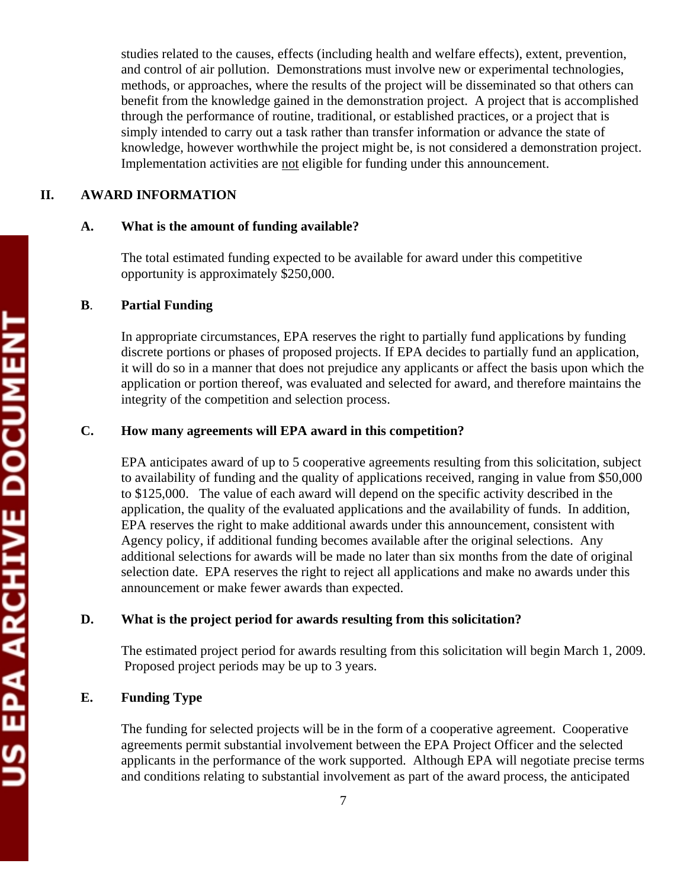studies related to the causes, effects (including health and welfare effects), extent, prevention, and control of air pollution. Demonstrations must involve new or experimental technologies, methods, or approaches, where the results of the project will be disseminated so that others can benefit from the knowledge gained in the demonstration project. A project that is accomplished through the performance of routine, traditional, or established practices, or a project that is simply intended to carry out a task rather than transfer information or advance the state of knowledge, however worthwhile the project might be, is not considered a demonstration project. Implementation activities are <u>not</u> eligible for funding under this announcement.

## II. AWARD INFORMATION

### A. What is the amount of funding available?

The total estimated funding expected to be available for award under this competitive opportunity is approximately $250,000.

### B. Partial Funding

In appropriate circumstances, EPA reserves the right to partially fund applications by funding discrete portions or phases of proposed projects. If EPA decides to partially fund an application, it will do so in a manner that does not prejudice any applicants or affect the basis upon which the application or portion thereof, was evaluated and selected for award, and therefore maintains the integrity of the competition and selection process.

### C. How many agreements will EPA award in this competition?

EPA anticipates award of up to 5 cooperative agreements resulting from this solicitation, subject to availability of funding and the quality of applications received, ranging in value from $50,000 to $125,000. The value of each award will depend on the specific activity described in the application, the quality of the evaluated applications and the availability of funds. In addition, EPA reserves the right to make additional awards under this announcement, consistent with Agency policy, if additional funding becomes available after the original selections. Any additional selections for awards will be made no later than six months from the date of original selection date. EPA reserves the right to reject all applications and make no awards under this announcement or make fewer awards than expected.

### D. What is the project period for awards resulting from this solicitation?

The estimated project period for awards resulting from this solicitation will begin March 1, 2009. Proposed project periods may be up to 3 years.

### E. Funding Type

The funding for selected projects will be in the form of a cooperative agreement. Cooperative agreements permit substantial involvement between the EPA Project Officer and the selected applicants in the performance of the work supported. Although EPA will negotiate precise terms and conditions relating to substantial involvement as part of the award process, the anticipated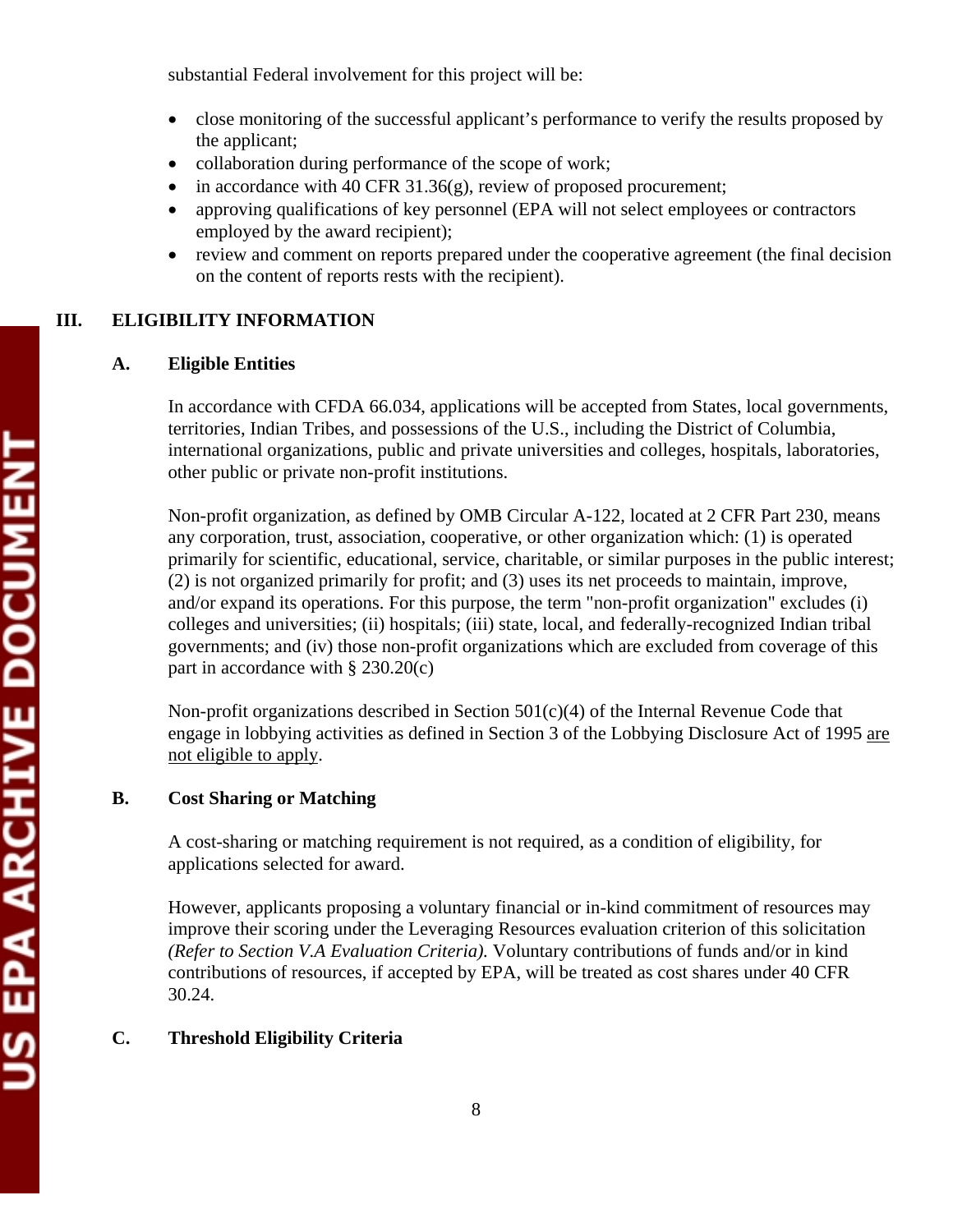substantial Federal involvement for this project will be:

- close monitoring of the successful applicant's performance to verify the results proposed by the applicant;
- collaboration during performance of the scope of work;
- in accordance with 40 CFR 31.36(g), review of proposed procurement;
- approving qualifications of key personnel (EPA will not select employees or contractors employed by the award recipient);
- review and comment on reports prepared under the cooperative agreement (the final decision on the content of reports rests with the recipient).

## III. ELIGIBILITY INFORMATION

### A. Eligible Entities

In accordance with CFDA 66.034, applications will be accepted from States, local governments, territories, Indian Tribes, and possessions of the U.S., including the District of Columbia, international organizations, public and private universities and colleges, hospitals, laboratories, other public or private non-profit institutions.

Non-profit organization, as defined by OMB Circular A-122, located at 2 CFR Part 230, means any corporation, trust, association, cooperative, or other organization which: (1) is operated primarily for scientific, educational, service, charitable, or similar purposes in the public interest; (2) is not organized primarily for profit; and (3) uses its net proceeds to maintain, improve, and/or expand its operations. For this purpose, the term "non-profit organization" excludes (i) colleges and universities; (ii) hospitals; (iii) state, local, and federally-recognized Indian tribal governments; and (iv) those non-profit organizations which are excluded from coverage of this part in accordance with § 230.20(c)

Non-profit organizations described in Section 501(c)(4) of the Internal Revenue Code that engage in lobbying activities as defined in Section 3 of the Lobbying Disclosure Act of 1995 <u>are not eligible to apply</u>.

### B. Cost Sharing or Matching

A cost-sharing or matching requirement is not required, as a condition of eligibility, for applications selected for award.

However, applicants proposing a voluntary financial or in-kind commitment of resources may improve their scoring under the Leveraging Resources evaluation criterion of this solicitation *(Refer to Section V.A Evaluation Criteria).* Voluntary contributions of funds and/or in kind contributions of resources, if accepted by EPA, will be treated as cost shares under 40 CFR 30.24.

### C. Threshold Eligibility Criteria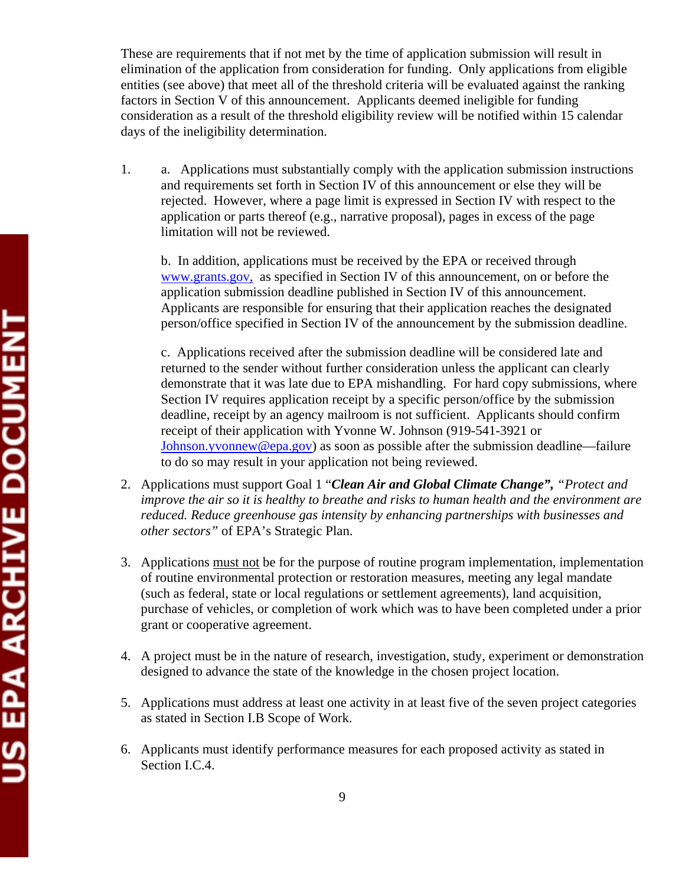These are requirements that if not met by the time of application submission will result in elimination of the application from consideration for funding. Only applications from eligible entities (see above) that meet all of the threshold criteria will be evaluated against the ranking factors in Section V of this announcement. Applicants deemed ineligible for funding consideration as a result of the threshold eligibility review will be notified within 15 calendar days of the ineligibility determination.

1. a. Applications must substantially comply with the application submission instructions and requirements set forth in Section IV of this announcement or else they will be rejected. However, where a page limit is expressed in Section IV with respect to the application or parts thereof (e.g., narrative proposal), pages in excess of the page limitation will not be reviewed.

   b. In addition, applications must be received by the EPA or received through [www.grants.gov,](http://www.grants.gov) as specified in Section IV of this announcement, on or before the application submission deadline published in Section IV of this announcement. Applicants are responsible for ensuring that their application reaches the designated person/office specified in Section IV of the announcement by the submission deadline.

   c. Applications received after the submission deadline will be considered late and returned to the sender without further consideration unless the applicant can clearly demonstrate that it was late due to EPA mishandling. For hard copy submissions, where Section IV requires application receipt by a specific person/office by the submission deadline, receipt by an agency mailroom is not sufficient. Applicants should confirm receipt of their application with Yvonne W. Johnson (919-541-3921 or [Johnson.yvonnew@epa.gov](mailto:Johnson.yvonnew@epa.gov)) as soon as possible after the submission deadline—failure to do so may result in your application not being reviewed.

2. Applications must support Goal 1 "***Clean Air and Global Climate Change",*** *"Protect and improve the air so it is healthy to breathe and risks to human health and the environment are reduced. Reduce greenhouse gas intensity by enhancing partnerships with businesses and other sectors"* of EPA's Strategic Plan.

3. Applications must not be for the purpose of routine program implementation, implementation of routine environmental protection or restoration measures, meeting any legal mandate (such as federal, state or local regulations or settlement agreements), land acquisition, purchase of vehicles, or completion of work which was to have been completed under a prior grant or cooperative agreement.

4. A project must be in the nature of research, investigation, study, experiment or demonstration designed to advance the state of the knowledge in the chosen project location.

5. Applications must address at least one activity in at least five of the seven project categories as stated in Section I.B Scope of Work.

6. Applicants must identify performance measures for each proposed activity as stated in Section I.C.4.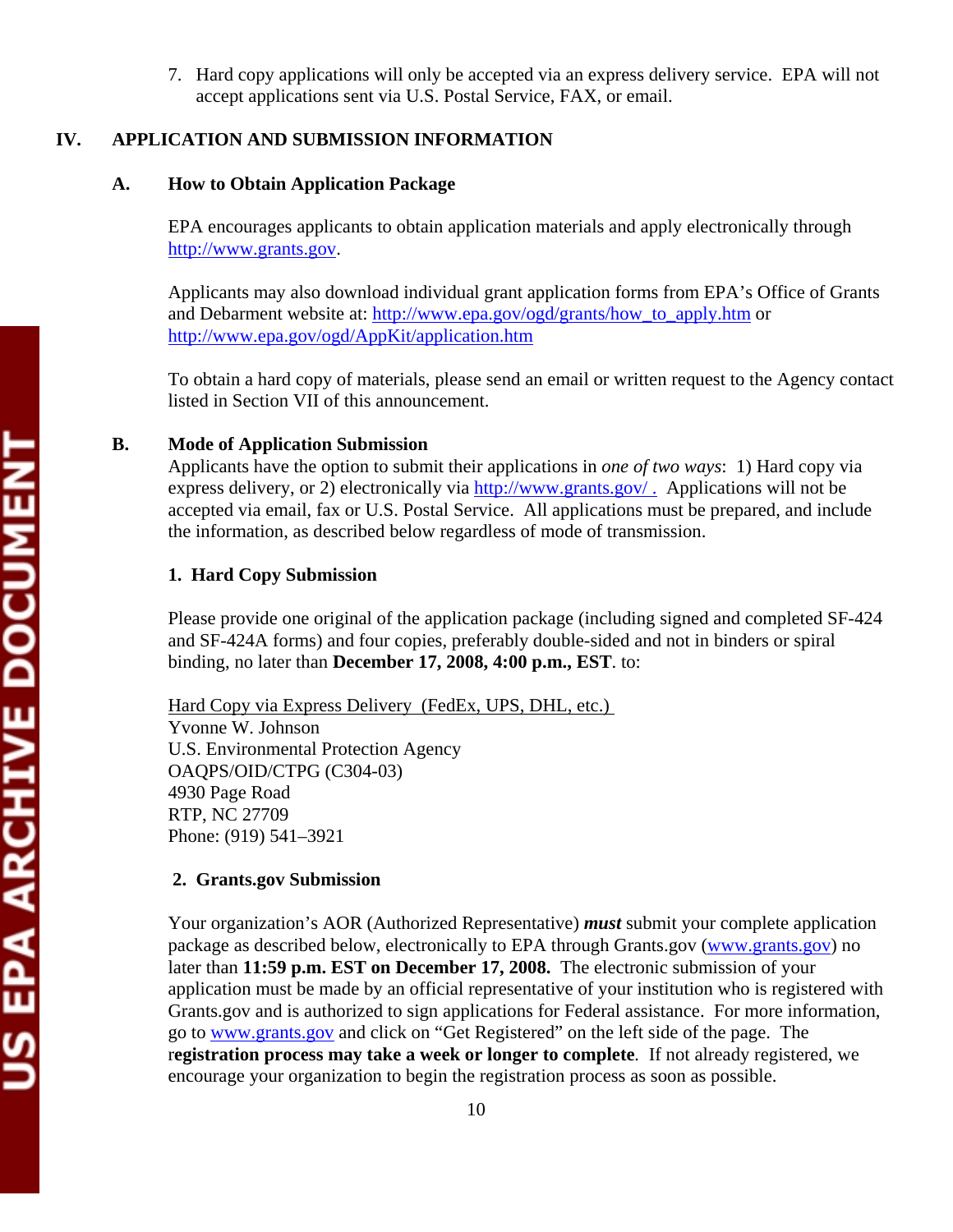7. Hard copy applications will only be accepted via an express delivery service. EPA will not accept applications sent via U.S. Postal Service, FAX, or email.

## IV. APPLICATION AND SUBMISSION INFORMATION

### A. How to Obtain Application Package

EPA encourages applicants to obtain application materials and apply electronically through http://www.grants.gov.

Applicants may also download individual grant application forms from EPA's Office of Grants and Debarment website at: http://www.epa.gov/ogd/grants/how_to_apply.htm or http://www.epa.gov/ogd/AppKit/application.htm

To obtain a hard copy of materials, please send an email or written request to the Agency contact listed in Section VII of this announcement.

### B. Mode of Application Submission

Applicants have the option to submit their applications in *one of two ways*: 1) Hard copy via express delivery, or 2) electronically via http://www.grants.gov/ . Applications will not be accepted via email, fax or U.S. Postal Service. All applications must be prepared, and include the information, as described below regardless of mode of transmission.

#### 1. Hard Copy Submission

Please provide one original of the application package (including signed and completed SF-424 and SF-424A forms) and four copies, preferably double-sided and not in binders or spiral binding, no later than **December 17, 2008, 4:00 p.m., EST**. to:

Hard Copy via Express Delivery (FedEx, UPS, DHL, etc.)
Yvonne W. Johnson
U.S. Environmental Protection Agency
OAQPS/OID/CTPG (C304-03)
4930 Page Road
RTP, NC 27709
Phone: (919) 541–3921

#### 2. Grants.gov Submission

Your organization's AOR (Authorized Representative) ***must*** submit your complete application package as described below, electronically to EPA through Grants.gov (www.grants.gov) no later than **11:59 p.m. EST on December 17, 2008.** The electronic submission of your application must be made by an official representative of your institution who is registered with Grants.gov and is authorized to sign applications for Federal assistance. For more information, go to www.grants.gov and click on "Get Registered" on the left side of the page. The r**egistration process may take a week or longer to complete**. If not already registered, we encourage your organization to begin the registration process as soon as possible.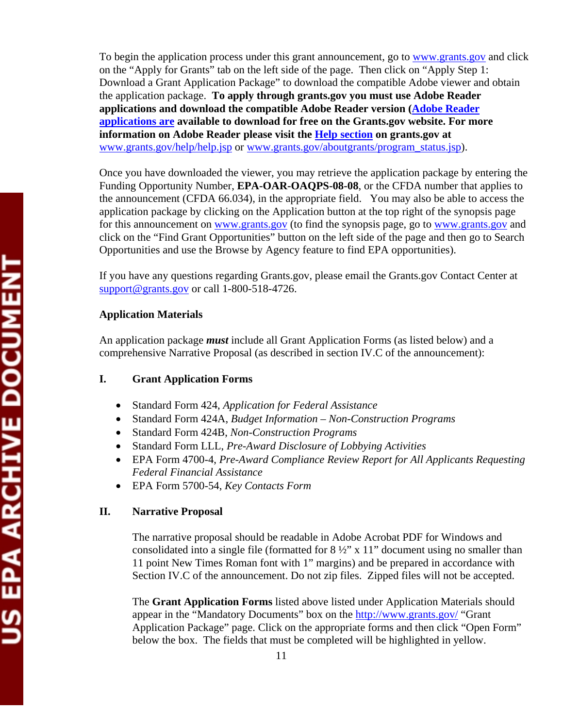To begin the application process under this grant announcement, go to www.grants.gov and click on the "Apply for Grants" tab on the left side of the page. Then click on "Apply Step 1: Download a Grant Application Package" to download the compatible Adobe viewer and obtain the application package. **To apply through grants.gov you must use Adobe Reader applications and download the compatible Adobe Reader version (Adobe Reader applications are available to download for free on the Grants.gov website. For more information on Adobe Reader please visit the Help section on grants.gov at** www.grants.gov/help/help.jsp or www.grants.gov/aboutgrants/program_status.jsp).

Once you have downloaded the viewer, you may retrieve the application package by entering the Funding Opportunity Number, **EPA-OAR-OAQPS-08-08**, or the CFDA number that applies to the announcement (CFDA 66.034), in the appropriate field. You may also be able to access the application package by clicking on the Application button at the top right of the synopsis page for this announcement on www.grants.gov (to find the synopsis page, go to www.grants.gov and click on the "Find Grant Opportunities" button on the left side of the page and then go to Search Opportunities and use the Browse by Agency feature to find EPA opportunities).

If you have any questions regarding Grants.gov, please email the Grants.gov Contact Center at support@grants.gov or call 1-800-518-4726.

**Application Materials**

An application package ***must*** include all Grant Application Forms (as listed below) and a comprehensive Narrative Proposal (as described in section IV.C of the announcement):

**I. Grant Application Forms**

- Standard Form 424, *Application for Federal Assistance*
- Standard Form 424A, *Budget Information – Non-Construction Programs*
- Standard Form 424B, *Non-Construction Programs*
- Standard Form LLL, *Pre-Award Disclosure of Lobbying Activities*
- EPA Form 4700-4, *Pre-Award Compliance Review Report for All Applicants Requesting Federal Financial Assistance*
- EPA Form 5700-54, *Key Contacts Form*

**II. Narrative Proposal**

The narrative proposal should be readable in Adobe Acrobat PDF for Windows and consolidated into a single file (formatted for 8 ½" x 11" document using no smaller than 11 point New Times Roman font with 1" margins) and be prepared in accordance with Section IV.C of the announcement. Do not zip files. Zipped files will not be accepted.

The **Grant Application Forms** listed above listed under Application Materials should appear in the "Mandatory Documents" box on the http://www.grants.gov/ "Grant Application Package" page. Click on the appropriate forms and then click "Open Form" below the box. The fields that must be completed will be highlighted in yellow.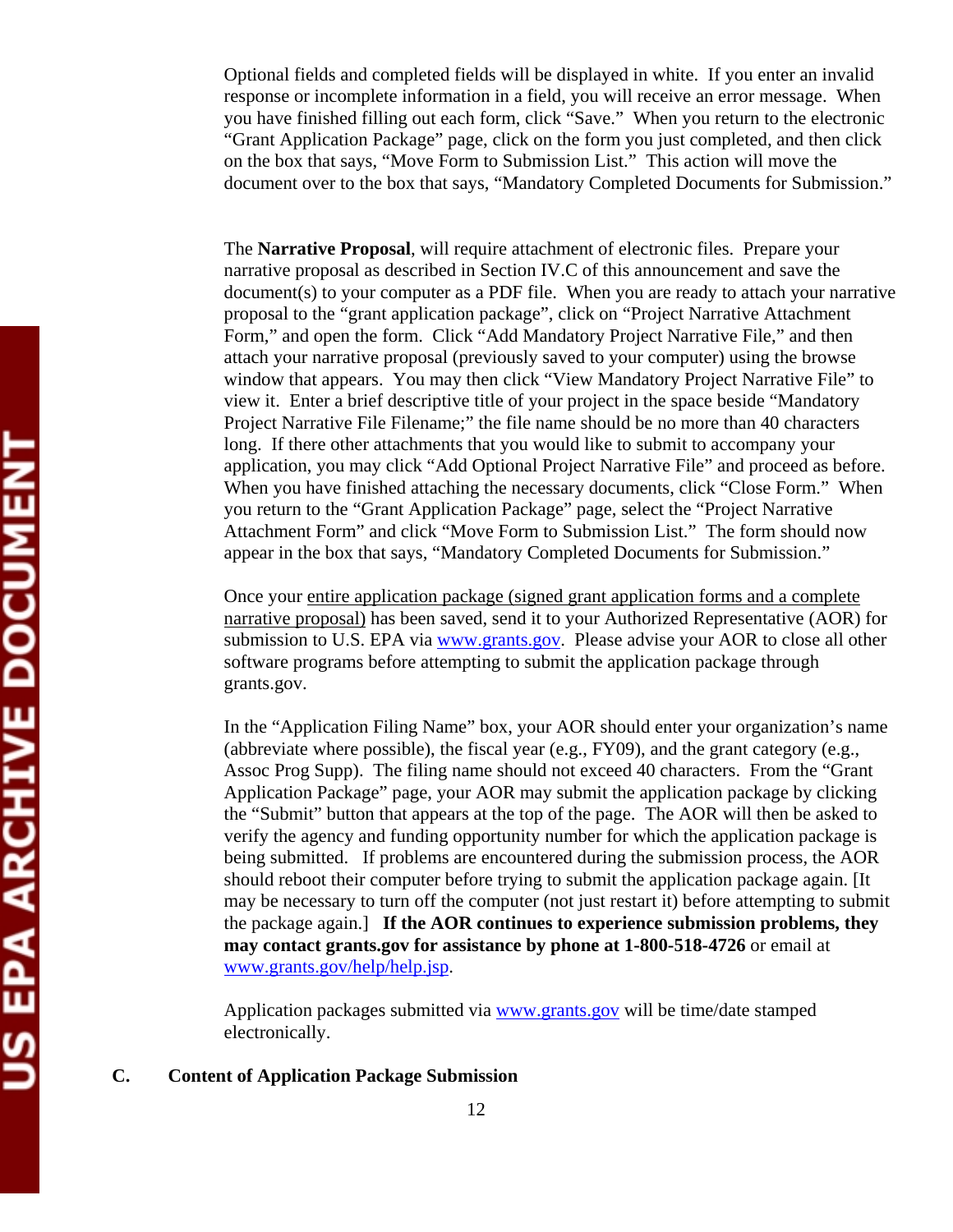Optional fields and completed fields will be displayed in white. If you enter an invalid response or incomplete information in a field, you will receive an error message. When you have finished filling out each form, click "Save." When you return to the electronic "Grant Application Package" page, click on the form you just completed, and then click on the box that says, "Move Form to Submission List." This action will move the document over to the box that says, "Mandatory Completed Documents for Submission."

The **Narrative Proposal**, will require attachment of electronic files. Prepare your narrative proposal as described in Section IV.C of this announcement and save the document(s) to your computer as a PDF file. When you are ready to attach your narrative proposal to the "grant application package", click on "Project Narrative Attachment Form," and open the form. Click "Add Mandatory Project Narrative File," and then attach your narrative proposal (previously saved to your computer) using the browse window that appears. You may then click "View Mandatory Project Narrative File" to view it. Enter a brief descriptive title of your project in the space beside "Mandatory Project Narrative File Filename;" the file name should be no more than 40 characters long. If there other attachments that you would like to submit to accompany your application, you may click "Add Optional Project Narrative File" and proceed as before. When you have finished attaching the necessary documents, click "Close Form." When you return to the "Grant Application Package" page, select the "Project Narrative Attachment Form" and click "Move Form to Submission List." The form should now appear in the box that says, "Mandatory Completed Documents for Submission."

Once your entire application package (signed grant application forms and a complete narrative proposal) has been saved, send it to your Authorized Representative (AOR) for submission to U.S. EPA via www.grants.gov. Please advise your AOR to close all other software programs before attempting to submit the application package through grants.gov.

In the "Application Filing Name" box, your AOR should enter your organization's name (abbreviate where possible), the fiscal year (e.g., FY09), and the grant category (e.g., Assoc Prog Supp). The filing name should not exceed 40 characters. From the "Grant Application Package" page, your AOR may submit the application package by clicking the "Submit" button that appears at the top of the page. The AOR will then be asked to verify the agency and funding opportunity number for which the application package is being submitted. If problems are encountered during the submission process, the AOR should reboot their computer before trying to submit the application package again. [It may be necessary to turn off the computer (not just restart it) before attempting to submit the package again.] **If the AOR continues to experience submission problems, they may contact grants.gov for assistance by phone at 1-800-518-4726** or email at www.grants.gov/help/help.jsp.

Application packages submitted via www.grants.gov will be time/date stamped electronically.

## C. Content of Application Package Submission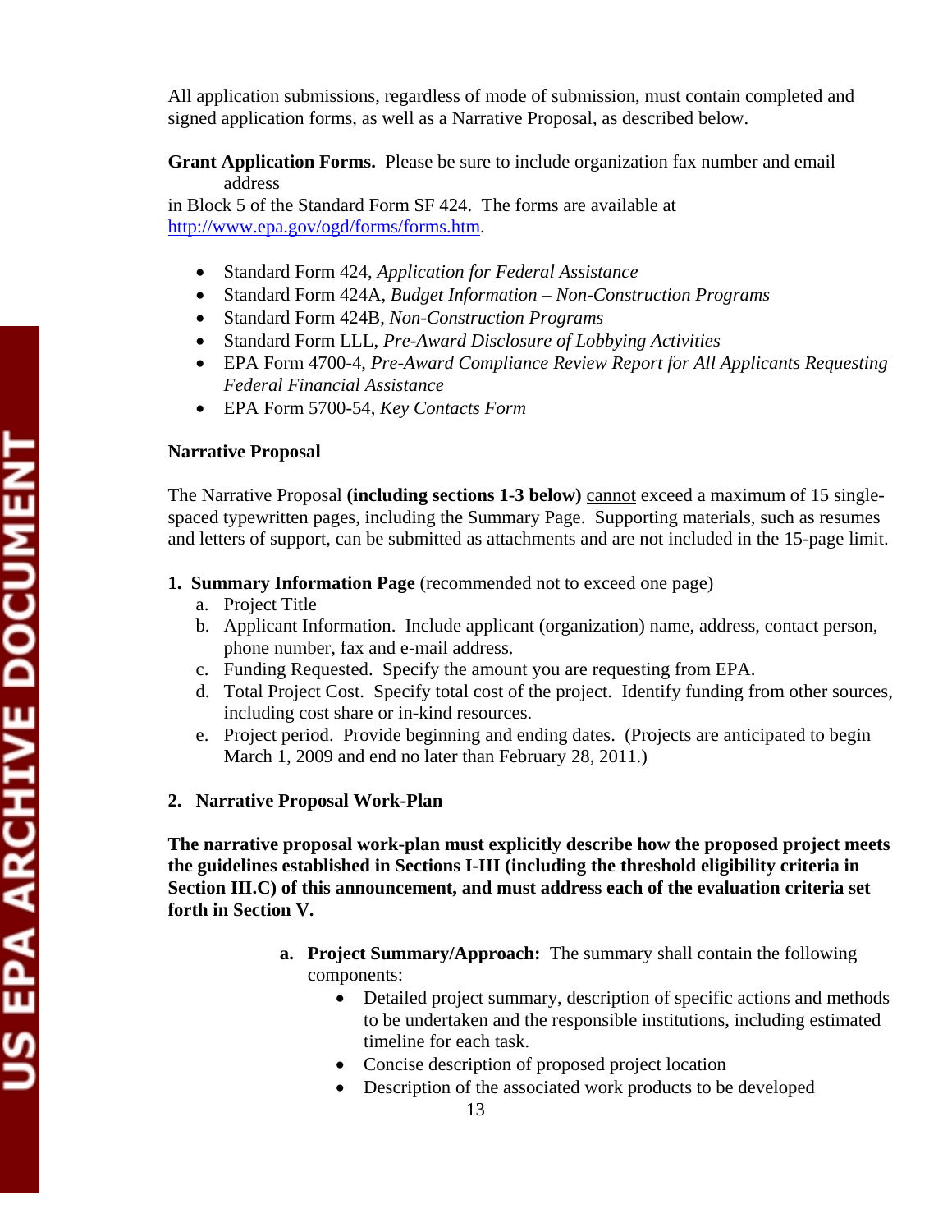All application submissions, regardless of mode of submission, must contain completed and signed application forms, as well as a Narrative Proposal, as described below.

**Grant Application Forms.** Please be sure to include organization fax number and email address in Block 5 of the Standard Form SF 424. The forms are available at http://www.epa.gov/ogd/forms/forms.htm.

- Standard Form 424, *Application for Federal Assistance*
- Standard Form 424A, *Budget Information – Non-Construction Programs*
- Standard Form 424B, *Non-Construction Programs*
- Standard Form LLL, *Pre-Award Disclosure of Lobbying Activities*
- EPA Form 4700-4, *Pre-Award Compliance Review Report for All Applicants Requesting Federal Financial Assistance*
- EPA Form 5700-54, *Key Contacts Form*

**Narrative Proposal**

The Narrative Proposal **(including sections 1-3 below)** cannot exceed a maximum of 15 single-spaced typewritten pages, including the Summary Page. Supporting materials, such as resumes and letters of support, can be submitted as attachments and are not included in the 15-page limit.

1. **Summary Information Page** (recommended not to exceed one page)
   a. Project Title
   b. Applicant Information. Include applicant (organization) name, address, contact person, phone number, fax and e-mail address.
   c. Funding Requested. Specify the amount you are requesting from EPA.
   d. Total Project Cost. Specify total cost of the project. Identify funding from other sources, including cost share or in-kind resources.
   e. Project period. Provide beginning and ending dates. (Projects are anticipated to begin March 1, 2009 and end no later than February 28, 2011.)

2. **Narrative Proposal Work-Plan**

**The narrative proposal work-plan must explicitly describe how the proposed project meets the guidelines established in Sections I-III (including the threshold eligibility criteria in Section III.C) of this announcement, and must address each of the evaluation criteria set forth in Section V.**

a. **Project Summary/Approach:** The summary shall contain the following components:
   - Detailed project summary, description of specific actions and methods to be undertaken and the responsible institutions, including estimated timeline for each task.
   - Concise description of proposed project location
   - Description of the associated work products to be developed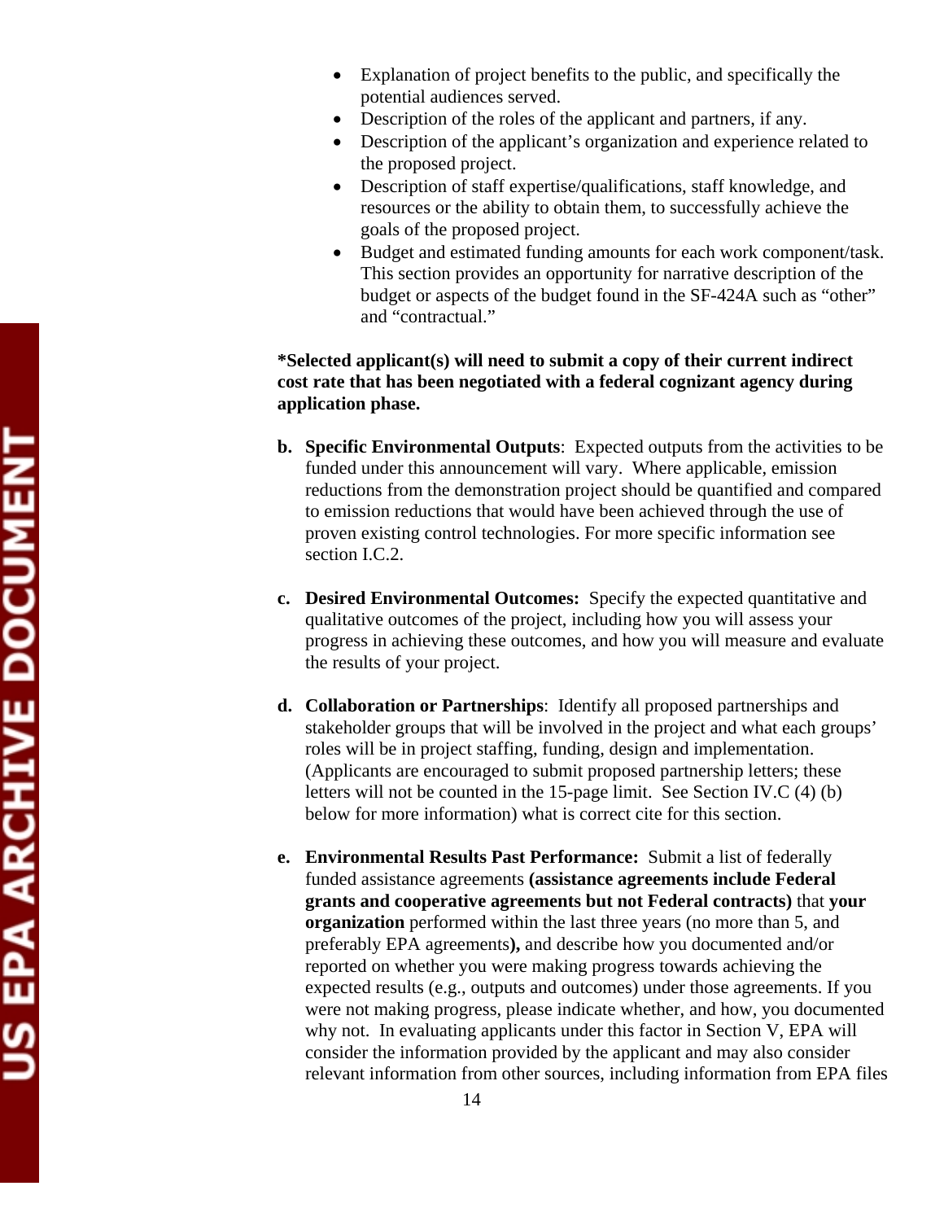- Explanation of project benefits to the public, and specifically the potential audiences served.
- Description of the roles of the applicant and partners, if any.
- Description of the applicant's organization and experience related to the proposed project.
- Description of staff expertise/qualifications, staff knowledge, and resources or the ability to obtain them, to successfully achieve the goals of the proposed project.
- Budget and estimated funding amounts for each work component/task. This section provides an opportunity for narrative description of the budget or aspects of the budget found in the SF-424A such as "other" and "contractual."

**\*Selected applicant(s) will need to submit a copy of their current indirect cost rate that has been negotiated with a federal cognizant agency during application phase.**

**b. Specific Environmental Outputs**: Expected outputs from the activities to be funded under this announcement will vary. Where applicable, emission reductions from the demonstration project should be quantified and compared to emission reductions that would have been achieved through the use of proven existing control technologies. For more specific information see section I.C.2.

**c. Desired Environmental Outcomes:** Specify the expected quantitative and qualitative outcomes of the project, including how you will assess your progress in achieving these outcomes, and how you will measure and evaluate the results of your project.

**d. Collaboration or Partnerships**: Identify all proposed partnerships and stakeholder groups that will be involved in the project and what each groups' roles will be in project staffing, funding, design and implementation. (Applicants are encouraged to submit proposed partnership letters; these letters will not be counted in the 15-page limit. See Section IV.C (4) (b) below for more information) what is correct cite for this section.

**e. Environmental Results Past Performance:** Submit a list of federally funded assistance agreements **(assistance agreements include Federal grants and cooperative agreements but not Federal contracts)** that **your organization** performed within the last three years (no more than 5, and preferably EPA agreements**),** and describe how you documented and/or reported on whether you were making progress towards achieving the expected results (e.g., outputs and outcomes) under those agreements. If you were not making progress, please indicate whether, and how, you documented why not. In evaluating applicants under this factor in Section V, EPA will consider the information provided by the applicant and may also consider relevant information from other sources, including information from EPA files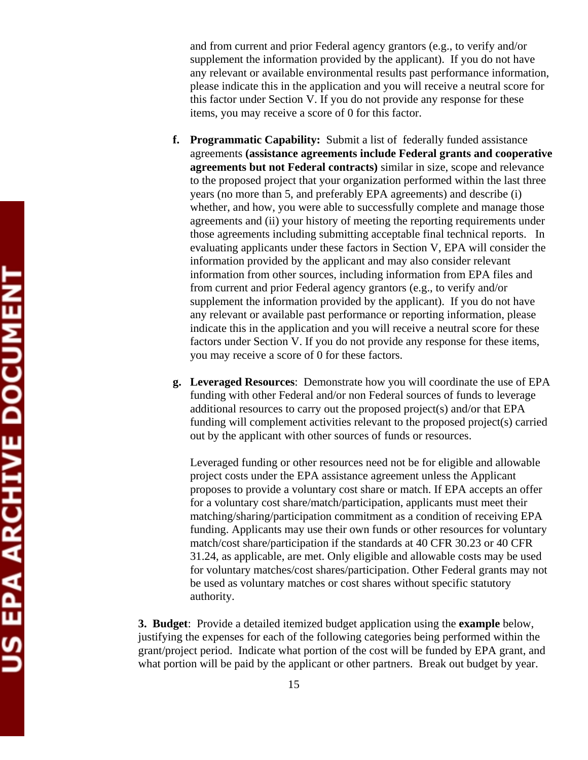and from current and prior Federal agency grantors (e.g., to verify and/or supplement the information provided by the applicant). If you do not have any relevant or available environmental results past performance information, please indicate this in the application and you will receive a neutral score for this factor under Section V. If you do not provide any response for these items, you may receive a score of 0 for this factor.

f. **Programmatic Capability:** Submit a list of federally funded assistance agreements **(assistance agreements include Federal grants and cooperative agreements but not Federal contracts)** similar in size, scope and relevance to the proposed project that your organization performed within the last three years (no more than 5, and preferably EPA agreements) and describe (i) whether, and how, you were able to successfully complete and manage those agreements and (ii) your history of meeting the reporting requirements under those agreements including submitting acceptable final technical reports. In evaluating applicants under these factors in Section V, EPA will consider the information provided by the applicant and may also consider relevant information from other sources, including information from EPA files and from current and prior Federal agency grantors (e.g., to verify and/or supplement the information provided by the applicant). If you do not have any relevant or available past performance or reporting information, please indicate this in the application and you will receive a neutral score for these factors under Section V. If you do not provide any response for these items, you may receive a score of 0 for these factors.

g. **Leveraged Resources**: Demonstrate how you will coordinate the use of EPA funding with other Federal and/or non Federal sources of funds to leverage additional resources to carry out the proposed project(s) and/or that EPA funding will complement activities relevant to the proposed project(s) carried out by the applicant with other sources of funds or resources.

Leveraged funding or other resources need not be for eligible and allowable project costs under the EPA assistance agreement unless the Applicant proposes to provide a voluntary cost share or match. If EPA accepts an offer for a voluntary cost share/match/participation, applicants must meet their matching/sharing/participation commitment as a condition of receiving EPA funding. Applicants may use their own funds or other resources for voluntary match/cost share/participation if the standards at 40 CFR 30.23 or 40 CFR 31.24, as applicable, are met. Only eligible and allowable costs may be used for voluntary matches/cost shares/participation. Other Federal grants may not be used as voluntary matches or cost shares without specific statutory authority.

**3. Budget**: Provide a detailed itemized budget application using the **example** below, justifying the expenses for each of the following categories being performed within the grant/project period. Indicate what portion of the cost will be funded by EPA grant, and what portion will be paid by the applicant or other partners. Break out budget by year.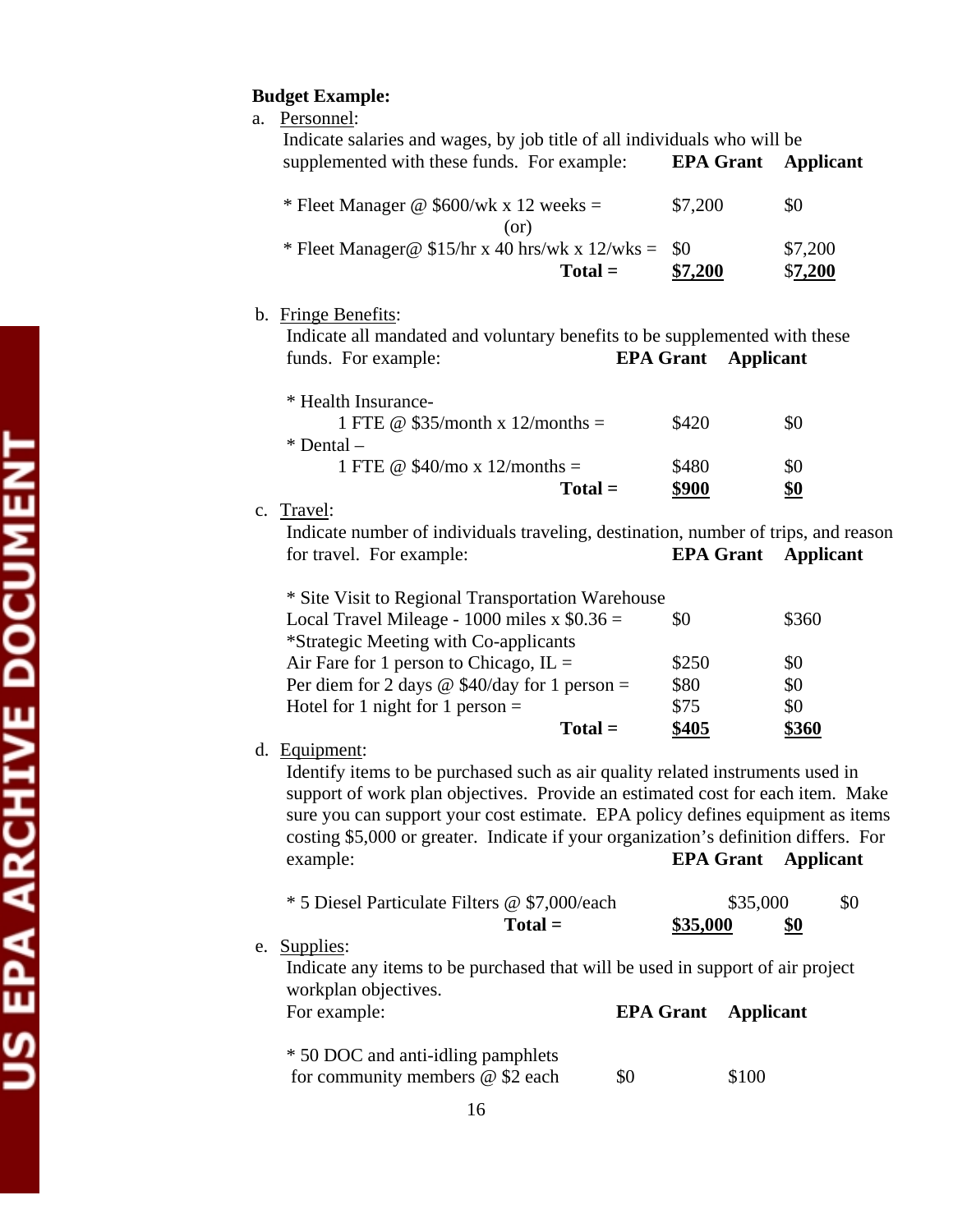**Budget Example:**

a. Personnel:

Indicate salaries and wages, by job title of all individuals who will be supplemented with these funds. For example:

| | EPA Grant | Applicant |
|---|---|---|
| * Fleet Manager @ $600/wk x 12 weeks = | $7,200 | $0 |
| (or) | | |
| * Fleet Manager@ $15/hr x 40 hrs/wk x 12/wks = | $0 | $7,200 |
| **Total =** | **$7,200** | **$7,200** |

b. Fringe Benefits:

Indicate all mandated and voluntary benefits to be supplemented with these funds. For example:

| | EPA Grant | Applicant |
|---|---|---|
| * Health Insurance- 1 FTE @ $35/month x 12/months = | $420 | $0 |
| * Dental – 1 FTE @ $40/mo x 12/months = | $480 | $0 |
| **Total =** | **$900** | **$0** |

c. Travel:

Indicate number of individuals traveling, destination, number of trips, and reason for travel. For example:

| | EPA Grant | Applicant |
|---|---|---|
| * Site Visit to Regional Transportation Warehouse | | |
| Local Travel Mileage - 1000 miles x $0.36 = | $0 | $360 |
| *Strategic Meeting with Co-applicants | | |
| Air Fare for 1 person to Chicago, IL = | $250 | $0 |
| Per diem for 2 days @ $40/day for 1 person = | $80 | $0 |
| Hotel for 1 night for 1 person = | $75 | $0 |
| **Total =** | **$405** | **$360** |

d. Equipment:

Identify items to be purchased such as air quality related instruments used in support of work plan objectives. Provide an estimated cost for each item. Make sure you can support your cost estimate. EPA policy defines equipment as items costing $5,000 or greater. Indicate if your organization's definition differs. For example:

| | EPA Grant | Applicant |
|---|---|---|
| * 5 Diesel Particulate Filters @ $7,000/each | $35,000 | $0 |
| **Total =** | **$35,000** | **$0** |

e. Supplies:

Indicate any items to be purchased that will be used in support of air project workplan objectives.

For example:

| | EPA Grant | Applicant |
|---|---|---|
| * 50 DOC and anti-idling pamphlets for community members @ $2 each | $0 | $100 |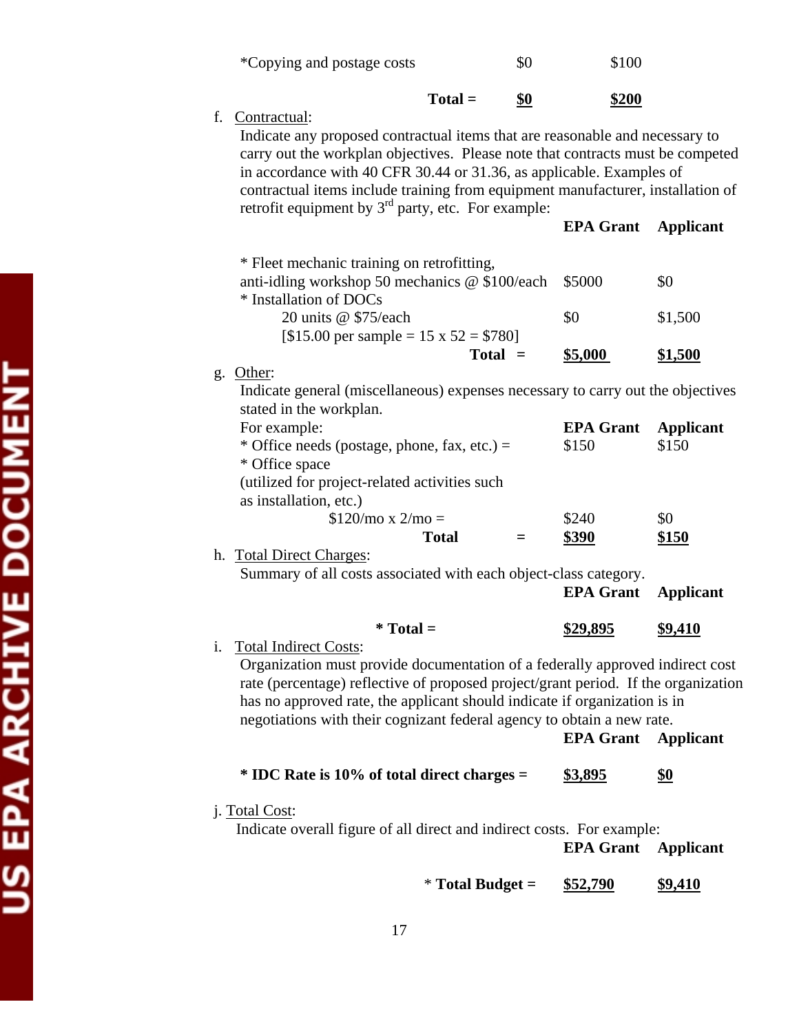| | | |
|---|---|---|
| *Copying and postage costs | $0 | $100 |
| **Total =** | **$0** | **$200** |

f. Contractual:

Indicate any proposed contractual items that are reasonable and necessary to carry out the workplan objectives. Please note that contracts must be competed in accordance with 40 CFR 30.44 or 31.36, as applicable. Examples of contractual items include training from equipment manufacturer, installation of retrofit equipment by 3rd party, etc. For example:

| | EPA Grant | Applicant |
|---|---|---|
| * Fleet mechanic training on retrofitting, anti-idling workshop 50 mechanics @ $100/each | $5000 | $0 |
| * Installation of DOCs 20 units @ $75/each [$15.00 per sample = 15 x 52 = $780] | $0 | $1,500 |
| **Total =** | **$5,000** | **$1,500** |

g. Other:

Indicate general (miscellaneous) expenses necessary to carry out the objectives stated in the workplan.

| For example: | EPA Grant | Applicant |
|---|---|---|
| * Office needs (postage, phone, fax, etc.) = | $150 | $150 |
| * Office space (utilized for project-related activities such as installation, etc.) $120/mo x 2/mo = | $240 | $0 |
| **Total =** | **$390** | **$150** |

h. Total Direct Charges:

Summary of all costs associated with each object-class category.

| | EPA Grant | Applicant |
|---|---|---|
| **\* Total =** | **$29,895** | **$9,410** |

i. Total Indirect Costs:

Organization must provide documentation of a federally approved indirect cost rate (percentage) reflective of proposed project/grant period. If the organization has no approved rate, the applicant should indicate if organization is in negotiations with their cognizant federal agency to obtain a new rate.

| | EPA Grant | Applicant |
|---|---|---|
| **\* IDC Rate is 10% of total direct charges =** | **$3,895** | **$0** |

j. Total Cost:

Indicate overall figure of all direct and indirect costs. For example:

| | EPA Grant | Applicant |
|---|---|---|
| * **Total Budget =** | **$52,790** | **$9,410** |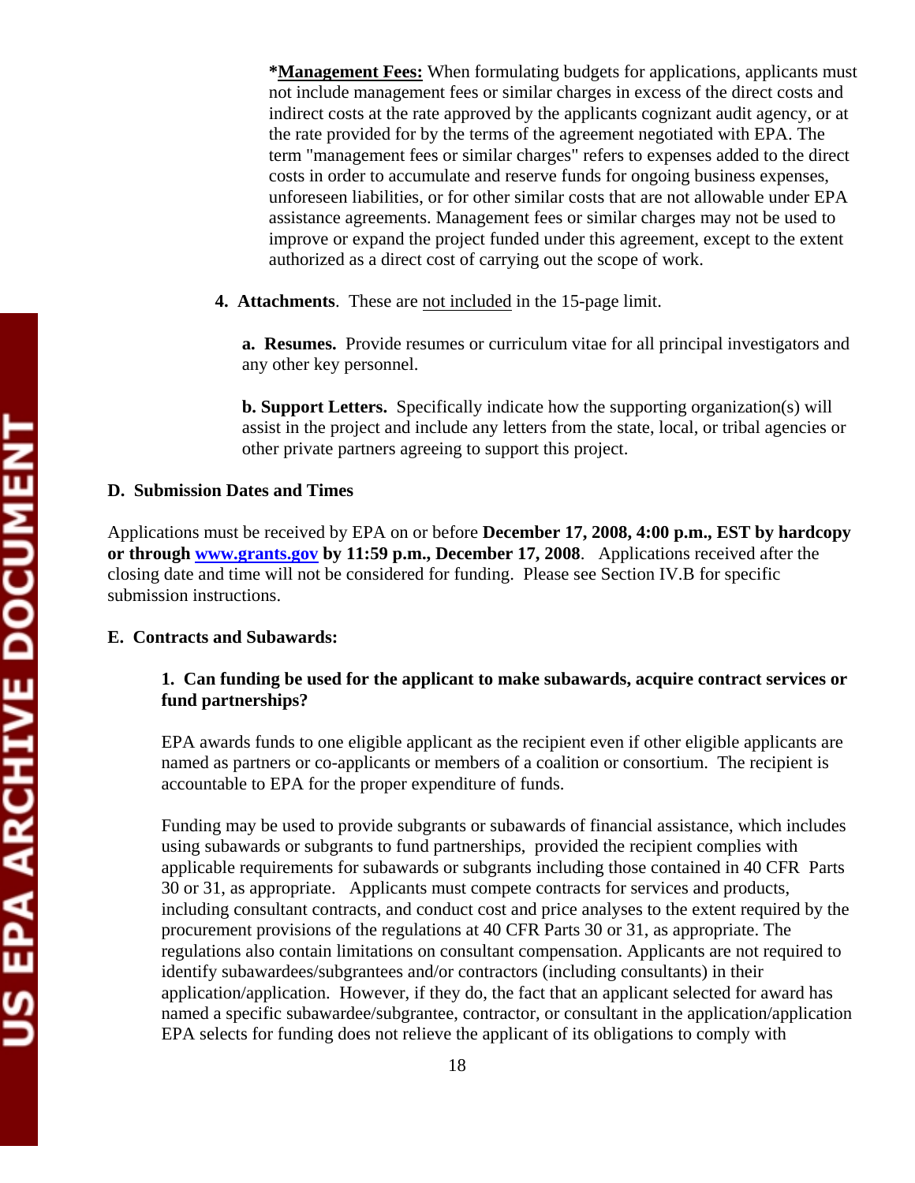**\*Management Fees:** When formulating budgets for applications, applicants must not include management fees or similar charges in excess of the direct costs and indirect costs at the rate approved by the applicants cognizant audit agency, or at the rate provided for by the terms of the agreement negotiated with EPA. The term "management fees or similar charges" refers to expenses added to the direct costs in order to accumulate and reserve funds for ongoing business expenses, unforeseen liabilities, or for other similar costs that are not allowable under EPA assistance agreements. Management fees or similar charges may not be used to improve or expand the project funded under this agreement, except to the extent authorized as a direct cost of carrying out the scope of work.

**4. Attachments**. These are not included in the 15-page limit.

**a. Resumes.** Provide resumes or curriculum vitae for all principal investigators and any other key personnel.

**b. Support Letters.** Specifically indicate how the supporting organization(s) will assist in the project and include any letters from the state, local, or tribal agencies or other private partners agreeing to support this project.

### D. Submission Dates and Times

Applications must be received by EPA on or before **December 17, 2008, 4:00 p.m., EST by hardcopy or through [www.grants.gov](http://www.grants.gov) by 11:59 p.m., December 17, 2008**. Applications received after the closing date and time will not be considered for funding. Please see Section IV.B for specific submission instructions.

### E. Contracts and Subawards:

**1. Can funding be used for the applicant to make subawards, acquire contract services or fund partnerships?**

EPA awards funds to one eligible applicant as the recipient even if other eligible applicants are named as partners or co-applicants or members of a coalition or consortium. The recipient is accountable to EPA for the proper expenditure of funds.

Funding may be used to provide subgrants or subawards of financial assistance, which includes using subawards or subgrants to fund partnerships, provided the recipient complies with applicable requirements for subawards or subgrants including those contained in 40 CFR Parts 30 or 31, as appropriate. Applicants must compete contracts for services and products, including consultant contracts, and conduct cost and price analyses to the extent required by the procurement provisions of the regulations at 40 CFR Parts 30 or 31, as appropriate. The regulations also contain limitations on consultant compensation. Applicants are not required to identify subawardees/subgrantees and/or contractors (including consultants) in their application/application. However, if they do, the fact that an applicant selected for award has named a specific subawardee/subgrantee, contractor, or consultant in the application/application EPA selects for funding does not relieve the applicant of its obligations to comply with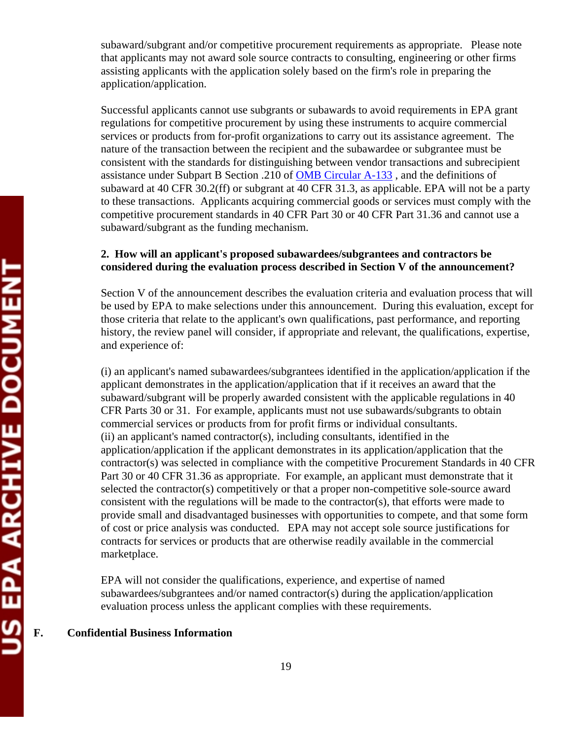subaward/subgrant and/or competitive procurement requirements as appropriate. Please note that applicants may not award sole source contracts to consulting, engineering or other firms assisting applicants with the application solely based on the firm's role in preparing the application/application.

Successful applicants cannot use subgrants or subawards to avoid requirements in EPA grant regulations for competitive procurement by using these instruments to acquire commercial services or products from for-profit organizations to carry out its assistance agreement. The nature of the transaction between the recipient and the subawardee or subgrantee must be consistent with the standards for distinguishing between vendor transactions and subrecipient assistance under Subpart B Section .210 of [OMB Circular A-133](OMB Circular A-133) , and the definitions of subaward at 40 CFR 30.2(ff) or subgrant at 40 CFR 31.3, as applicable. EPA will not be a party to these transactions. Applicants acquiring commercial goods or services must comply with the competitive procurement standards in 40 CFR Part 30 or 40 CFR Part 31.36 and cannot use a subaward/subgrant as the funding mechanism.

**2. How will an applicant's proposed subawardees/subgrantees and contractors be considered during the evaluation process described in Section V of the announcement?**

Section V of the announcement describes the evaluation criteria and evaluation process that will be used by EPA to make selections under this announcement. During this evaluation, except for those criteria that relate to the applicant's own qualifications, past performance, and reporting history, the review panel will consider, if appropriate and relevant, the qualifications, expertise, and experience of:

(i) an applicant's named subawardees/subgrantees identified in the application/application if the applicant demonstrates in the application/application that if it receives an award that the subaward/subgrant will be properly awarded consistent with the applicable regulations in 40 CFR Parts 30 or 31. For example, applicants must not use subawards/subgrants to obtain commercial services or products from for profit firms or individual consultants.
(ii) an applicant's named contractor(s), including consultants, identified in the application/application if the applicant demonstrates in its application/application that the contractor(s) was selected in compliance with the competitive Procurement Standards in 40 CFR Part 30 or 40 CFR 31.36 as appropriate. For example, an applicant must demonstrate that it selected the contractor(s) competitively or that a proper non-competitive sole-source award consistent with the regulations will be made to the contractor(s), that efforts were made to provide small and disadvantaged businesses with opportunities to compete, and that some form of cost or price analysis was conducted. EPA may not accept sole source justifications for contracts for services or products that are otherwise readily available in the commercial marketplace.

EPA will not consider the qualifications, experience, and expertise of named subawardees/subgrantees and/or named contractor(s) during the application/application evaluation process unless the applicant complies with these requirements.

## F. Confidential Business Information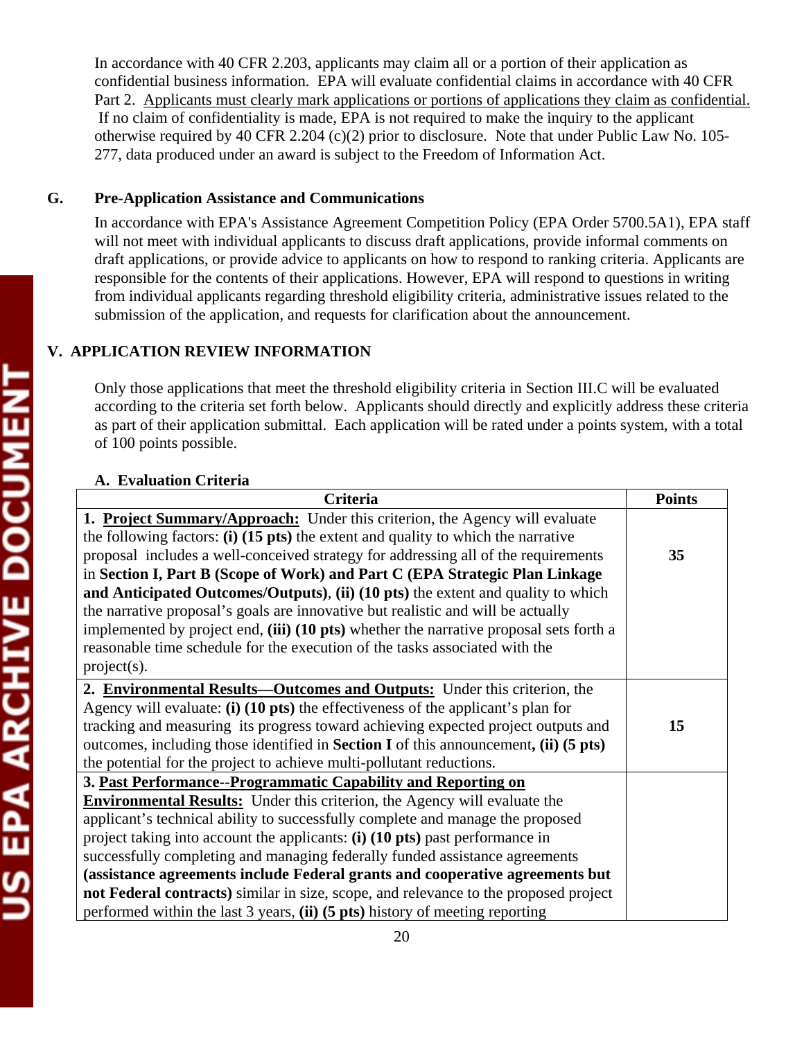In accordance with 40 CFR 2.203, applicants may claim all or a portion of their application as confidential business information. EPA will evaluate confidential claims in accordance with 40 CFR Part 2. Applicants must clearly mark applications or portions of applications they claim as confidential. If no claim of confidentiality is made, EPA is not required to make the inquiry to the applicant otherwise required by 40 CFR 2.204 (c)(2) prior to disclosure. Note that under Public Law No. 105-277, data produced under an award is subject to the Freedom of Information Act.

### G. Pre-Application Assistance and Communications

In accordance with EPA's Assistance Agreement Competition Policy (EPA Order 5700.5A1), EPA staff will not meet with individual applicants to discuss draft applications, provide informal comments on draft applications, or provide advice to applicants on how to respond to ranking criteria. Applicants are responsible for the contents of their applications. However, EPA will respond to questions in writing from individual applicants regarding threshold eligibility criteria, administrative issues related to the submission of the application, and requests for clarification about the announcement.

## V. APPLICATION REVIEW INFORMATION

Only those applications that meet the threshold eligibility criteria in Section III.C will be evaluated according to the criteria set forth below. Applicants should directly and explicitly address these criteria as part of their application submittal. Each application will be rated under a points system, with a total of 100 points possible.

### A. Evaluation Criteria

| Criteria | Points |
|---|---|
| 1. **Project Summary/Approach:** Under this criterion, the Agency will evaluate the following factors: **(i) (15 pts)** the extent and quality to which the narrative proposal includes a well-conceived strategy for addressing all of the requirements in **Section I, Part B (Scope of Work) and Part C (EPA Strategic Plan Linkage and Anticipated Outcomes/Outputs)**, **(ii) (10 pts)** the extent and quality to which the narrative proposal's goals are innovative but realistic and will be actually implemented by project end, **(iii) (10 pts)** whether the narrative proposal sets forth a reasonable time schedule for the execution of the tasks associated with the project(s). | **35** |
| 2. **Environmental Results—Outcomes and Outputs:** Under this criterion, the Agency will evaluate: **(i) (10 pts)** the effectiveness of the applicant's plan for tracking and measuring its progress toward achieving expected project outputs and outcomes, including those identified in **Section I** of this announcement**, (ii) (5 pts)** the potential for the project to achieve multi-pollutant reductions. | **15** |
| 3. **Past Performance--Programmatic Capability and Reporting on Environmental Results:** Under this criterion, the Agency will evaluate the applicant's technical ability to successfully complete and manage the proposed project taking into account the applicants: **(i) (10 pts)** past performance in successfully completing and managing federally funded assistance agreements **(assistance agreements include Federal grants and cooperative agreements but not Federal contracts)** similar in size, scope, and relevance to the proposed project performed within the last 3 years, **(ii) (5 pts)** history of meeting reporting | |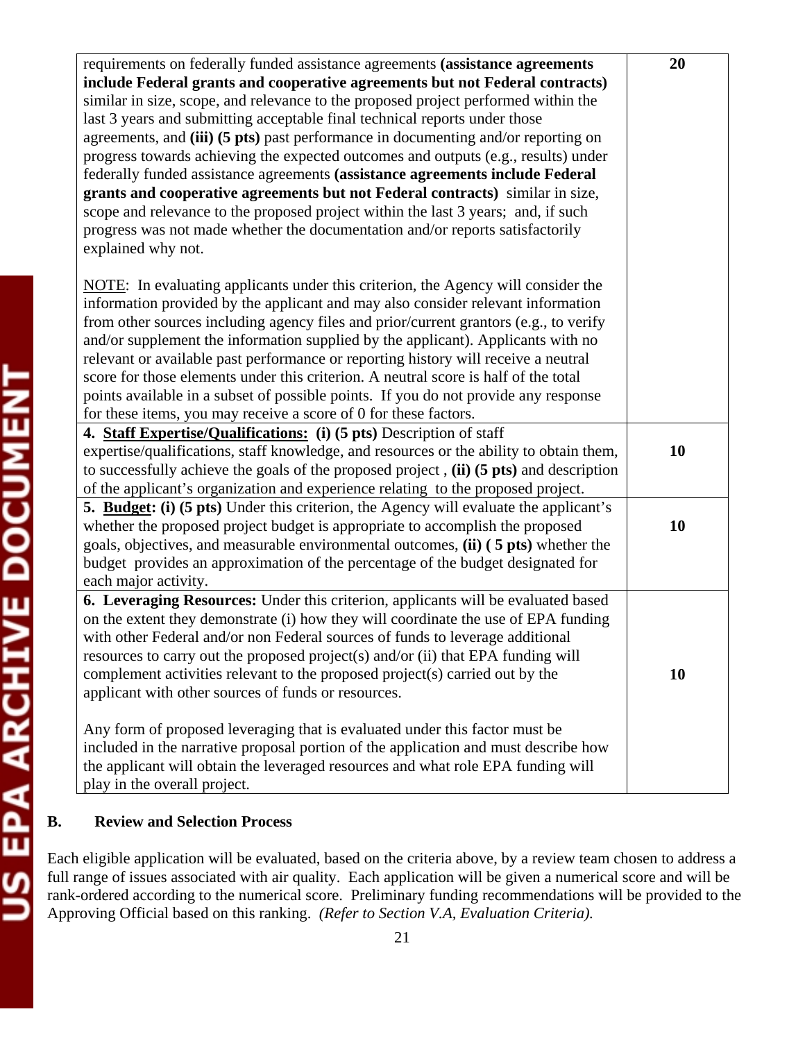| | |
|---|---|
| requirements on federally funded assistance agreements **(assistance agreements include Federal grants and cooperative agreements but not Federal contracts)** similar in size, scope, and relevance to the proposed project performed within the last 3 years and submitting acceptable final technical reports under those agreements, and **(iii) (5 pts)** past performance in documenting and/or reporting on progress towards achieving the expected outcomes and outputs (e.g., results) under federally funded assistance agreements **(assistance agreements include Federal grants and cooperative agreements but not Federal contracts)** similar in size, scope and relevance to the proposed project within the last 3 years; and, if such progress was not made whether the documentation and/or reports satisfactorily explained why not.<br><br><u>NOTE</u>: In evaluating applicants under this criterion, the Agency will consider the information provided by the applicant and may also consider relevant information from other sources including agency files and prior/current grantors (e.g., to verify and/or supplement the information supplied by the applicant). Applicants with no relevant or available past performance or reporting history will receive a neutral score for those elements under this criterion. A neutral score is half of the total points available in a subset of possible points. If you do not provide any response for these items, you may receive a score of 0 for these factors. | **20** |
| **4. <u>Staff Expertise/Qualifications:</u> (i) (5 pts)** Description of staff expertise/qualifications, staff knowledge, and resources or the ability to obtain them, to successfully achieve the goals of the proposed project , **(ii) (5 pts)** and description of the applicant's organization and experience relating to the proposed project. | **10** |
| **5. <u>Budget</u>: (i) (5 pts)** Under this criterion, the Agency will evaluate the applicant's whether the proposed project budget is appropriate to accomplish the proposed goals, objectives, and measurable environmental outcomes, **(ii) ( 5 pts)** whether the budget provides an approximation of the percentage of the budget designated for each major activity. | **10** |
| **6. Leveraging Resources:** Under this criterion, applicants will be evaluated based on the extent they demonstrate (i) how they will coordinate the use of EPA funding with other Federal and/or non Federal sources of funds to leverage additional resources to carry out the proposed project(s) and/or (ii) that EPA funding will complement activities relevant to the proposed project(s) carried out by the applicant with other sources of funds or resources.<br><br>Any form of proposed leveraging that is evaluated under this factor must be included in the narrative proposal portion of the application and must describe how the applicant will obtain the leveraged resources and what role EPA funding will play in the overall project. | **10** |

**B. Review and Selection Process**

Each eligible application will be evaluated, based on the criteria above, by a review team chosen to address a full range of issues associated with air quality. Each application will be given a numerical score and will be rank-ordered according to the numerical score. Preliminary funding recommendations will be provided to the Approving Official based on this ranking. *(Refer to Section V.A, Evaluation Criteria).*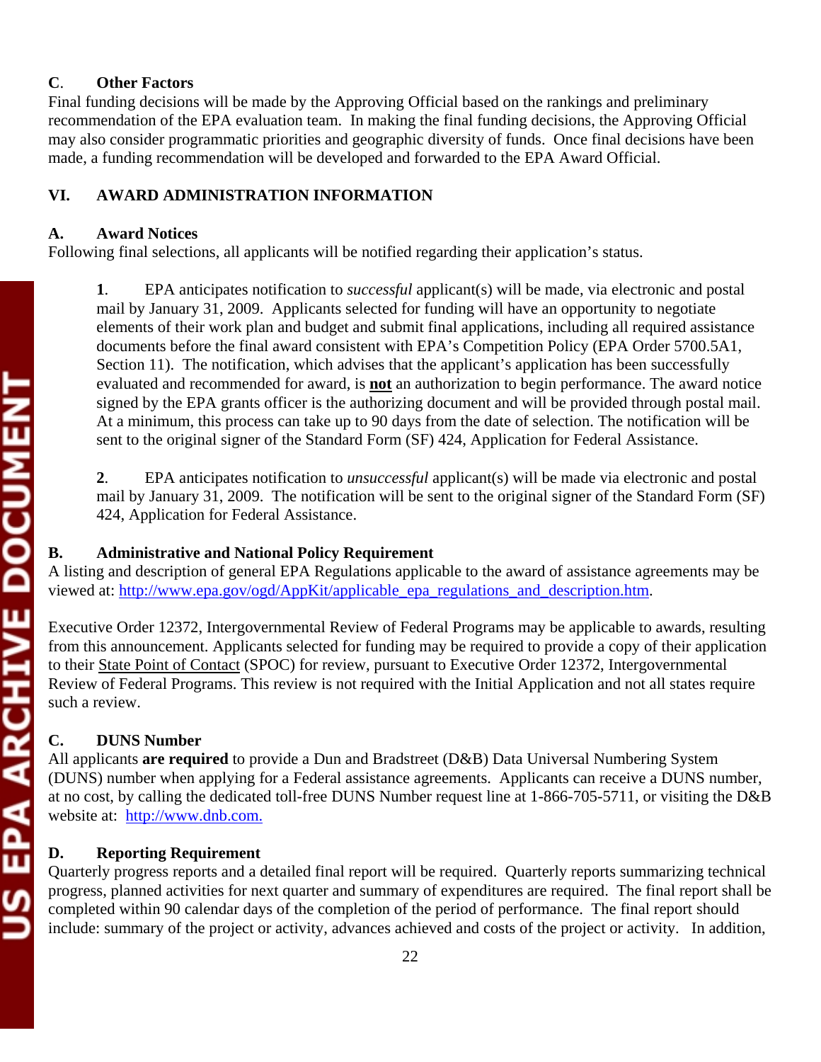**C**. **Other Factors**

Final funding decisions will be made by the Approving Official based on the rankings and preliminary recommendation of the EPA evaluation team. In making the final funding decisions, the Approving Official may also consider programmatic priorities and geographic diversity of funds. Once final decisions have been made, a funding recommendation will be developed and forwarded to the EPA Award Official.

## VI. AWARD ADMINISTRATION INFORMATION

### A. Award Notices

Following final selections, all applicants will be notified regarding their application's status.

**1**. EPA anticipates notification to *successful* applicant(s) will be made, via electronic and postal mail by January 31, 2009. Applicants selected for funding will have an opportunity to negotiate elements of their work plan and budget and submit final applications, including all required assistance documents before the final award consistent with EPA's Competition Policy (EPA Order 5700.5A1, Section 11). The notification, which advises that the applicant's application has been successfully evaluated and recommended for award, is **not** an authorization to begin performance. The award notice signed by the EPA grants officer is the authorizing document and will be provided through postal mail. At a minimum, this process can take up to 90 days from the date of selection. The notification will be sent to the original signer of the Standard Form (SF) 424, Application for Federal Assistance.

**2**. EPA anticipates notification to *unsuccessful* applicant(s) will be made via electronic and postal mail by January 31, 2009. The notification will be sent to the original signer of the Standard Form (SF) 424, Application for Federal Assistance.

### B. Administrative and National Policy Requirement

A listing and description of general EPA Regulations applicable to the award of assistance agreements may be viewed at: http://www.epa.gov/ogd/AppKit/applicable_epa_regulations_and_description.htm.

Executive Order 12372, Intergovernmental Review of Federal Programs may be applicable to awards, resulting from this announcement. Applicants selected for funding may be required to provide a copy of their application to their State Point of Contact (SPOC) for review, pursuant to Executive Order 12372, Intergovernmental Review of Federal Programs. This review is not required with the Initial Application and not all states require such a review.

### C. DUNS Number

All applicants **are required** to provide a Dun and Bradstreet (D&B) Data Universal Numbering System (DUNS) number when applying for a Federal assistance agreements. Applicants can receive a DUNS number, at no cost, by calling the dedicated toll-free DUNS Number request line at 1-866-705-5711, or visiting the D&B website at: http://www.dnb.com.

### D. Reporting Requirement

Quarterly progress reports and a detailed final report will be required. Quarterly reports summarizing technical progress, planned activities for next quarter and summary of expenditures are required. The final report shall be completed within 90 calendar days of the completion of the period of performance. The final report should include: summary of the project or activity, advances achieved and costs of the project or activity. In addition,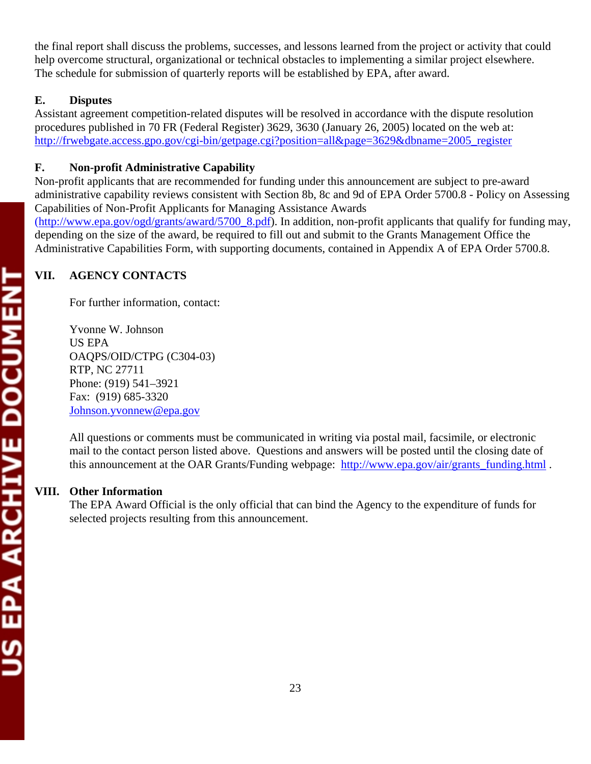the final report shall discuss the problems, successes, and lessons learned from the project or activity that could help overcome structural, organizational or technical obstacles to implementing a similar project elsewhere. The schedule for submission of quarterly reports will be established by EPA, after award.

### E. Disputes

Assistant agreement competition-related disputes will be resolved in accordance with the dispute resolution procedures published in 70 FR (Federal Register) 3629, 3630 (January 26, 2005) located on the web at: http://frwebgate.access.gpo.gov/cgi-bin/getpage.cgi?position=all&page=3629&dbname=2005_register

### F. Non-profit Administrative Capability

Non-profit applicants that are recommended for funding under this announcement are subject to pre-award administrative capability reviews consistent with Section 8b, 8c and 9d of EPA Order 5700.8 - Policy on Assessing Capabilities of Non-Profit Applicants for Managing Assistance Awards (http://www.epa.gov/ogd/grants/award/5700_8.pdf). In addition, non-profit applicants that qualify for funding may, depending on the size of the award, be required to fill out and submit to the Grants Management Office the Administrative Capabilities Form, with supporting documents, contained in Appendix A of EPA Order 5700.8.

## VII. AGENCY CONTACTS

For further information, contact:

Yvonne W. Johnson
US EPA
OAQPS/OID/CTPG (C304-03)
RTP, NC 27711
Phone: (919) 541–3921
Fax: (919) 685-3320
Johnson.yvonnew@epa.gov

All questions or comments must be communicated in writing via postal mail, facsimile, or electronic mail to the contact person listed above. Questions and answers will be posted until the closing date of this announcement at the OAR Grants/Funding webpage: http://www.epa.gov/air/grants_funding.html .

## VIII. Other Information

The EPA Award Official is the only official that can bind the Agency to the expenditure of funds for selected projects resulting from this announcement.